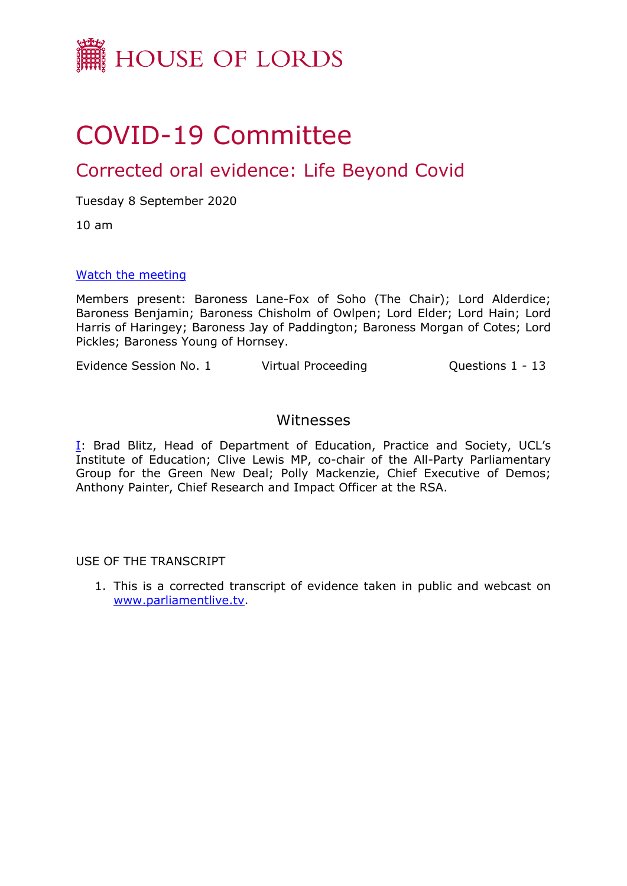HOUSE OF LORDS

# COVID-19 Committee

## Corrected oral evidence: Life Beyond Covid

Tuesday 8 September 2020

10 am

[Watch the meeting](https://parliamentlive.tv)

Members present: Baroness Lane-Fox of Soho (The Chair); Lord Alderdice; Baroness Benjamin; Baroness Chisholm of Owlpen; Lord Elder; Lord Hain; Lord Harris of Haringey; Baroness Jay of Paddington; Baroness Morgan of Cotes; Lord Pickles; Baroness Young of Hornsey.

Evidence Session No. 1 Virtual Proceeding Questions 1 - 13

### Witnesses

I: Brad Blitz, Head of Department of Education, Practice and Society, UCL's Institute of Education; Clive Lewis MP, co-chair of the All-Party Parliamentary Group for the Green New Deal; Polly Mackenzie, Chief Executive of Demos; Anthony Painter, Chief Research and Impact Officer at the RSA.

USE OF THE TRANSCRIPT

1. This is a corrected transcript of evidence taken in public and webcast on [www.parliamentlive.tv](http://www.parliamentlive.tv).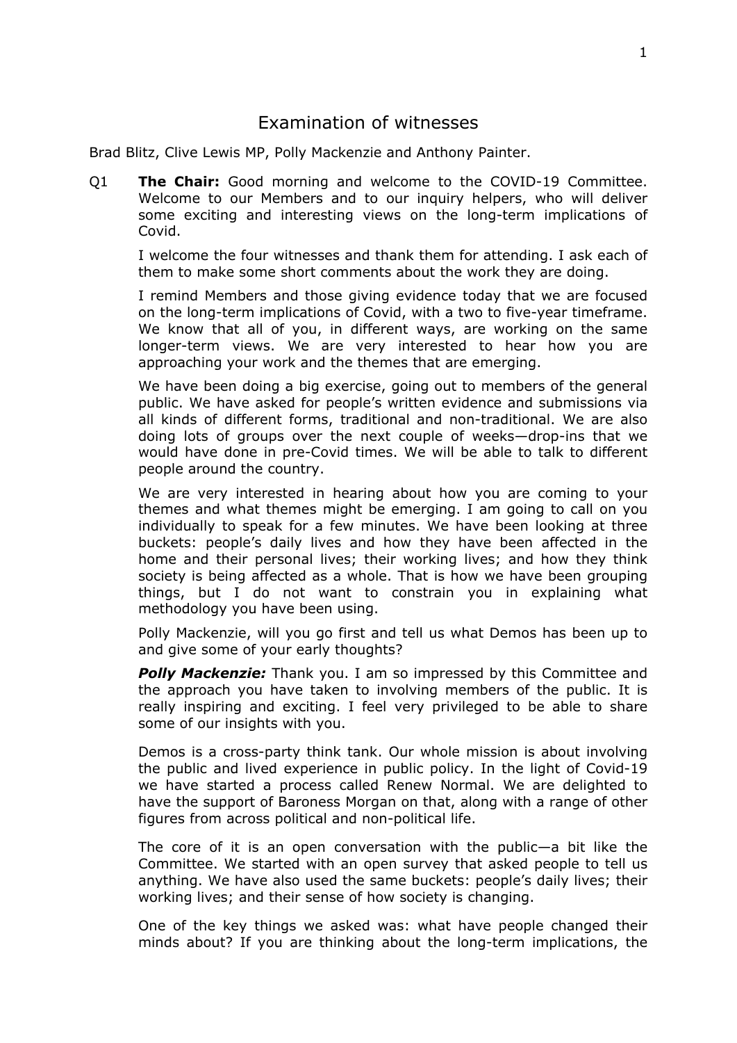# Examination of witnesses

Brad Blitz, Clive Lewis MP, Polly Mackenzie and Anthony Painter.

Q1 **The Chair:** Good morning and welcome to the COVID-19 Committee. Welcome to our Members and to our inquiry helpers, who will deliver some exciting and interesting views on the long-term implications of Covid.

I welcome the four witnesses and thank them for attending. I ask each of them to make some short comments about the work they are doing.

I remind Members and those giving evidence today that we are focused on the long-term implications of Covid, with a two to five-year timeframe. We know that all of you, in different ways, are working on the same longer-term views. We are very interested to hear how you are approaching your work and the themes that are emerging.

We have been doing a big exercise, going out to members of the general public. We have asked for people's written evidence and submissions via all kinds of different forms, traditional and non-traditional. We are also doing lots of groups over the next couple of weeks—drop-ins that we would have done in pre-Covid times. We will be able to talk to different people around the country.

We are very interested in hearing about how you are coming to your themes and what themes might be emerging. I am going to call on you individually to speak for a few minutes. We have been looking at three buckets: people's daily lives and how they have been affected in the home and their personal lives; their working lives; and how they think society is being affected as a whole. That is how we have been grouping things, but I do not want to constrain you in explaining what methodology you have been using.

Polly Mackenzie, will you go first and tell us what Demos has been up to and give some of your early thoughts?

***Polly Mackenzie:*** Thank you. I am so impressed by this Committee and the approach you have taken to involving members of the public. It is really inspiring and exciting. I feel very privileged to be able to share some of our insights with you.

Demos is a cross-party think tank. Our whole mission is about involving the public and lived experience in public policy. In the light of Covid-19 we have started a process called Renew Normal. We are delighted to have the support of Baroness Morgan on that, along with a range of other figures from across political and non-political life.

The core of it is an open conversation with the public—a bit like the Committee. We started with an open survey that asked people to tell us anything. We have also used the same buckets: people's daily lives; their working lives; and their sense of how society is changing.

One of the key things we asked was: what have people changed their minds about? If you are thinking about the long-term implications, the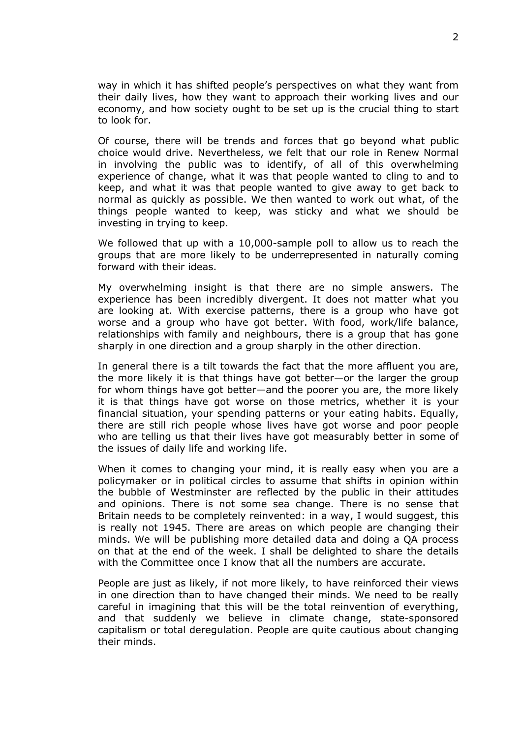way in which it has shifted people's perspectives on what they want from their daily lives, how they want to approach their working lives and our economy, and how society ought to be set up is the crucial thing to start to look for.

Of course, there will be trends and forces that go beyond what public choice would drive. Nevertheless, we felt that our role in Renew Normal in involving the public was to identify, of all of this overwhelming experience of change, what it was that people wanted to cling to and to keep, and what it was that people wanted to give away to get back to normal as quickly as possible. We then wanted to work out what, of the things people wanted to keep, was sticky and what we should be investing in trying to keep.

We followed that up with a 10,000-sample poll to allow us to reach the groups that are more likely to be underrepresented in naturally coming forward with their ideas.

My overwhelming insight is that there are no simple answers. The experience has been incredibly divergent. It does not matter what you are looking at. With exercise patterns, there is a group who have got worse and a group who have got better. With food, work/life balance, relationships with family and neighbours, there is a group that has gone sharply in one direction and a group sharply in the other direction.

In general there is a tilt towards the fact that the more affluent you are, the more likely it is that things have got better—or the larger the group for whom things have got better—and the poorer you are, the more likely it is that things have got worse on those metrics, whether it is your financial situation, your spending patterns or your eating habits. Equally, there are still rich people whose lives have got worse and poor people who are telling us that their lives have got measurably better in some of the issues of daily life and working life.

When it comes to changing your mind, it is really easy when you are a policymaker or in political circles to assume that shifts in opinion within the bubble of Westminster are reflected by the public in their attitudes and opinions. There is not some sea change. There is no sense that Britain needs to be completely reinvented: in a way, I would suggest, this is really not 1945. There are areas on which people are changing their minds. We will be publishing more detailed data and doing a QA process on that at the end of the week. I shall be delighted to share the details with the Committee once I know that all the numbers are accurate.

People are just as likely, if not more likely, to have reinforced their views in one direction than to have changed their minds. We need to be really careful in imagining that this will be the total reinvention of everything, and that suddenly we believe in climate change, state-sponsored capitalism or total deregulation. People are quite cautious about changing their minds.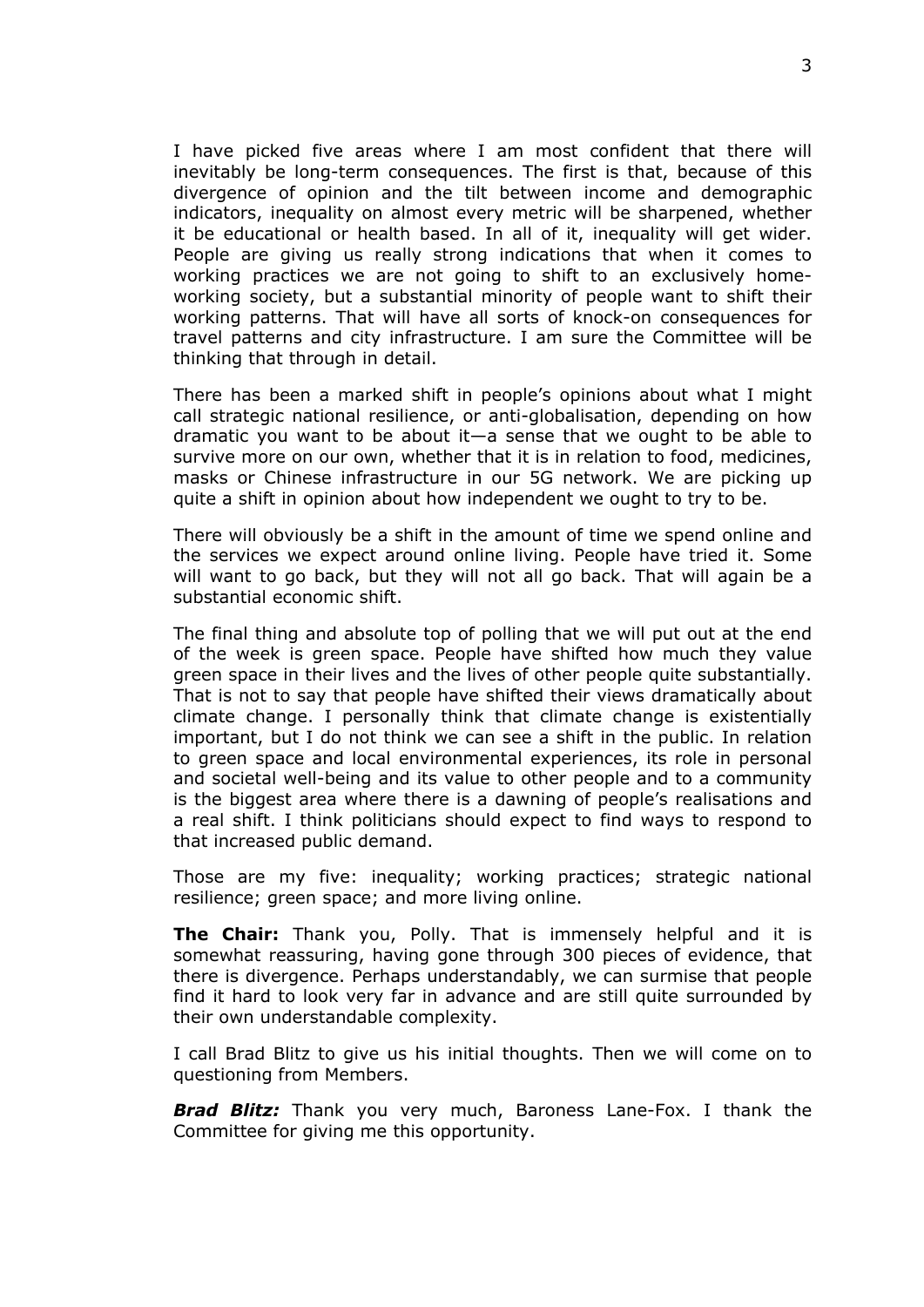I have picked five areas where I am most confident that there will inevitably be long-term consequences. The first is that, because of this divergence of opinion and the tilt between income and demographic indicators, inequality on almost every metric will be sharpened, whether it be educational or health based. In all of it, inequality will get wider. People are giving us really strong indications that when it comes to working practices we are not going to shift to an exclusively home-working society, but a substantial minority of people want to shift their working patterns. That will have all sorts of knock-on consequences for travel patterns and city infrastructure. I am sure the Committee will be thinking that through in detail.

There has been a marked shift in people's opinions about what I might call strategic national resilience, or anti-globalisation, depending on how dramatic you want to be about it—a sense that we ought to be able to survive more on our own, whether that it is in relation to food, medicines, masks or Chinese infrastructure in our 5G network. We are picking up quite a shift in opinion about how independent we ought to try to be.

There will obviously be a shift in the amount of time we spend online and the services we expect around online living. People have tried it. Some will want to go back, but they will not all go back. That will again be a substantial economic shift.

The final thing and absolute top of polling that we will put out at the end of the week is green space. People have shifted how much they value green space in their lives and the lives of other people quite substantially. That is not to say that people have shifted their views dramatically about climate change. I personally think that climate change is existentially important, but I do not think we can see a shift in the public. In relation to green space and local environmental experiences, its role in personal and societal well-being and its value to other people and to a community is the biggest area where there is a dawning of people's realisations and a real shift. I think politicians should expect to find ways to respond to that increased public demand.

Those are my five: inequality; working practices; strategic national resilience; green space; and more living online.

**The Chair:** Thank you, Polly. That is immensely helpful and it is somewhat reassuring, having gone through 300 pieces of evidence, that there is divergence. Perhaps understandably, we can surmise that people find it hard to look very far in advance and are still quite surrounded by their own understandable complexity.

I call Brad Blitz to give us his initial thoughts. Then we will come on to questioning from Members.

***Brad Blitz:*** Thank you very much, Baroness Lane-Fox. I thank the Committee for giving me this opportunity.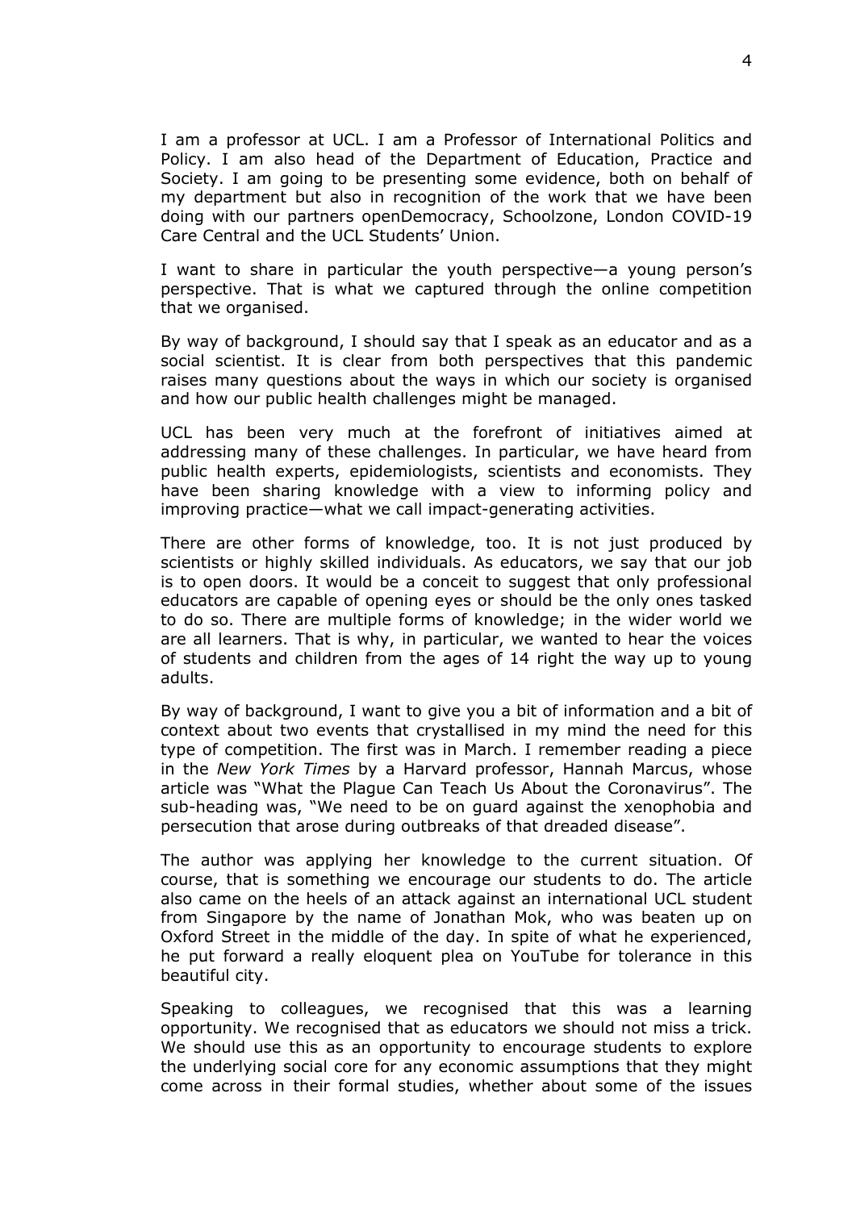I am a professor at UCL. I am a Professor of International Politics and Policy. I am also head of the Department of Education, Practice and Society. I am going to be presenting some evidence, both on behalf of my department but also in recognition of the work that we have been doing with our partners openDemocracy, Schoolzone, London COVID-19 Care Central and the UCL Students' Union.

I want to share in particular the youth perspective—a young person's perspective. That is what we captured through the online competition that we organised.

By way of background, I should say that I speak as an educator and as a social scientist. It is clear from both perspectives that this pandemic raises many questions about the ways in which our society is organised and how our public health challenges might be managed.

UCL has been very much at the forefront of initiatives aimed at addressing many of these challenges. In particular, we have heard from public health experts, epidemiologists, scientists and economists. They have been sharing knowledge with a view to informing policy and improving practice—what we call impact-generating activities.

There are other forms of knowledge, too. It is not just produced by scientists or highly skilled individuals. As educators, we say that our job is to open doors. It would be a conceit to suggest that only professional educators are capable of opening eyes or should be the only ones tasked to do so. There are multiple forms of knowledge; in the wider world we are all learners. That is why, in particular, we wanted to hear the voices of students and children from the ages of 14 right the way up to young adults.

By way of background, I want to give you a bit of information and a bit of context about two events that crystallised in my mind the need for this type of competition. The first was in March. I remember reading a piece in the *New York Times* by a Harvard professor, Hannah Marcus, whose article was "What the Plague Can Teach Us About the Coronavirus". The sub-heading was, "We need to be on guard against the xenophobia and persecution that arose during outbreaks of that dreaded disease".

The author was applying her knowledge to the current situation. Of course, that is something we encourage our students to do. The article also came on the heels of an attack against an international UCL student from Singapore by the name of Jonathan Mok, who was beaten up on Oxford Street in the middle of the day. In spite of what he experienced, he put forward a really eloquent plea on YouTube for tolerance in this beautiful city.

Speaking to colleagues, we recognised that this was a learning opportunity. We recognised that as educators we should not miss a trick. We should use this as an opportunity to encourage students to explore the underlying social core for any economic assumptions that they might come across in their formal studies, whether about some of the issues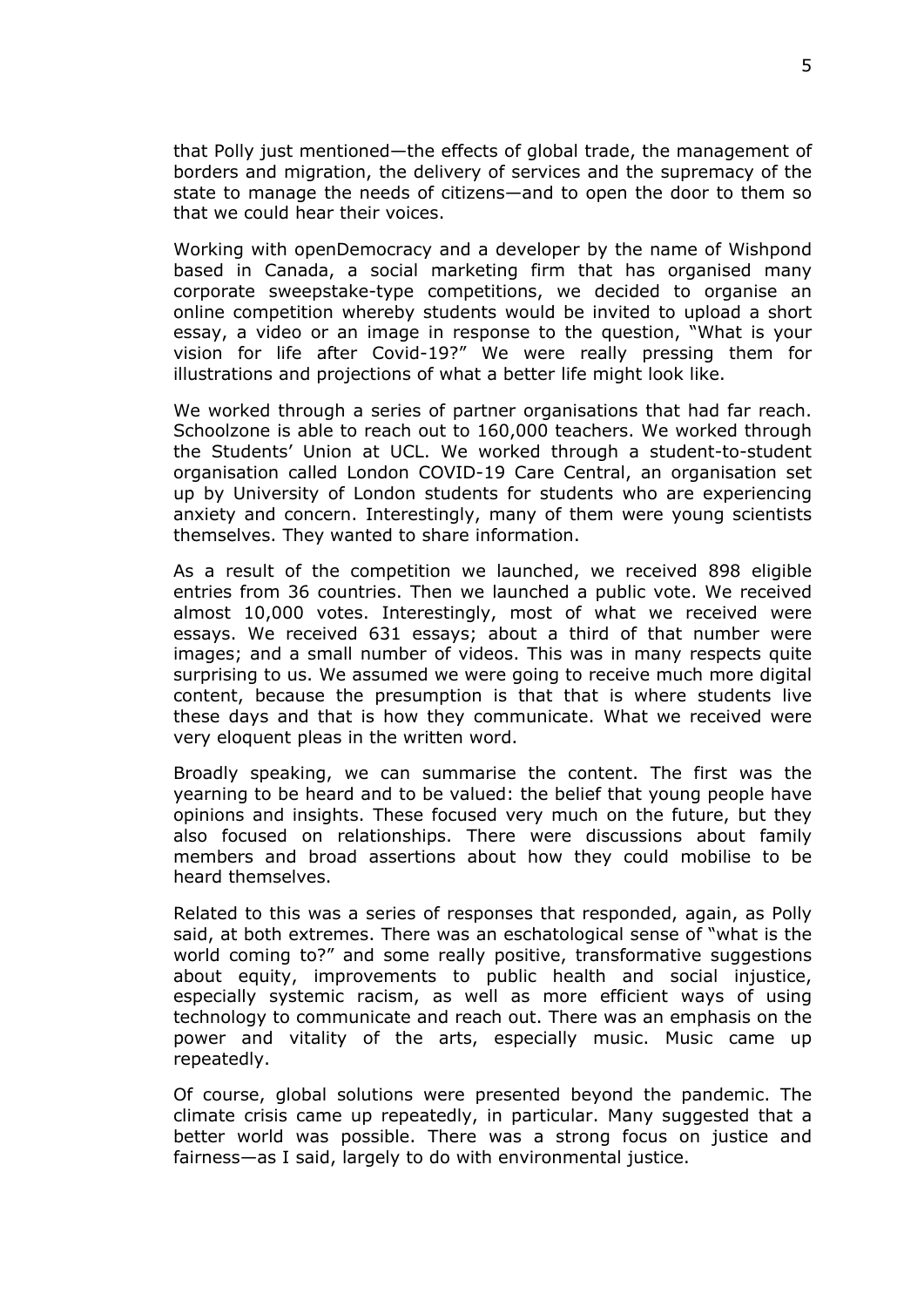that Polly just mentioned—the effects of global trade, the management of borders and migration, the delivery of services and the supremacy of the state to manage the needs of citizens—and to open the door to them so that we could hear their voices.

Working with openDemocracy and a developer by the name of Wishpond based in Canada, a social marketing firm that has organised many corporate sweepstake-type competitions, we decided to organise an online competition whereby students would be invited to upload a short essay, a video or an image in response to the question, "What is your vision for life after Covid-19?" We were really pressing them for illustrations and projections of what a better life might look like.

We worked through a series of partner organisations that had far reach. Schoolzone is able to reach out to 160,000 teachers. We worked through the Students' Union at UCL. We worked through a student-to-student organisation called London COVID-19 Care Central, an organisation set up by University of London students for students who are experiencing anxiety and concern. Interestingly, many of them were young scientists themselves. They wanted to share information.

As a result of the competition we launched, we received 898 eligible entries from 36 countries. Then we launched a public vote. We received almost 10,000 votes. Interestingly, most of what we received were essays. We received 631 essays; about a third of that number were images; and a small number of videos. This was in many respects quite surprising to us. We assumed we were going to receive much more digital content, because the presumption is that that is where students live these days and that is how they communicate. What we received were very eloquent pleas in the written word.

Broadly speaking, we can summarise the content. The first was the yearning to be heard and to be valued: the belief that young people have opinions and insights. These focused very much on the future, but they also focused on relationships. There were discussions about family members and broad assertions about how they could mobilise to be heard themselves.

Related to this was a series of responses that responded, again, as Polly said, at both extremes. There was an eschatological sense of "what is the world coming to?" and some really positive, transformative suggestions about equity, improvements to public health and social injustice, especially systemic racism, as well as more efficient ways of using technology to communicate and reach out. There was an emphasis on the power and vitality of the arts, especially music. Music came up repeatedly.

Of course, global solutions were presented beyond the pandemic. The climate crisis came up repeatedly, in particular. Many suggested that a better world was possible. There was a strong focus on justice and fairness—as I said, largely to do with environmental justice.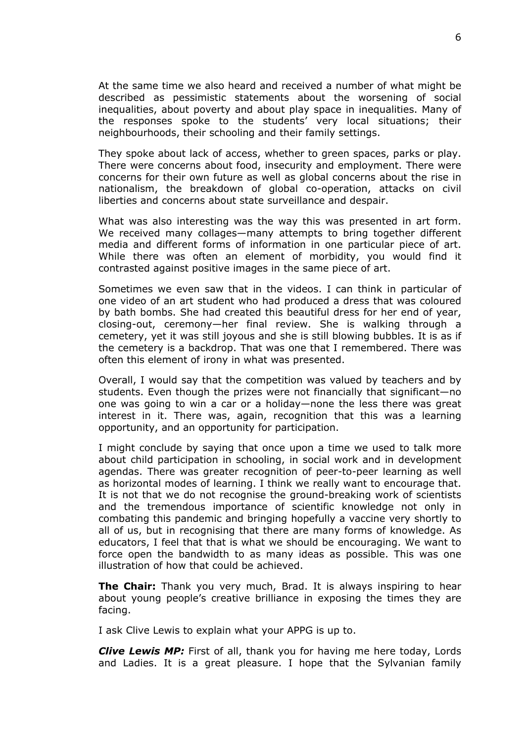At the same time we also heard and received a number of what might be described as pessimistic statements about the worsening of social inequalities, about poverty and about play space in inequalities. Many of the responses spoke to the students' very local situations; their neighbourhoods, their schooling and their family settings.

They spoke about lack of access, whether to green spaces, parks or play. There were concerns about food, insecurity and employment. There were concerns for their own future as well as global concerns about the rise in nationalism, the breakdown of global co-operation, attacks on civil liberties and concerns about state surveillance and despair.

What was also interesting was the way this was presented in art form. We received many collages—many attempts to bring together different media and different forms of information in one particular piece of art. While there was often an element of morbidity, you would find it contrasted against positive images in the same piece of art.

Sometimes we even saw that in the videos. I can think in particular of one video of an art student who had produced a dress that was coloured by bath bombs. She had created this beautiful dress for her end of year, closing-out, ceremony—her final review. She is walking through a cemetery, yet it was still joyous and she is still blowing bubbles. It is as if the cemetery is a backdrop. That was one that I remembered. There was often this element of irony in what was presented.

Overall, I would say that the competition was valued by teachers and by students. Even though the prizes were not financially that significant—no one was going to win a car or a holiday—none the less there was great interest in it. There was, again, recognition that this was a learning opportunity, and an opportunity for participation.

I might conclude by saying that once upon a time we used to talk more about child participation in schooling, in social work and in development agendas. There was greater recognition of peer-to-peer learning as well as horizontal modes of learning. I think we really want to encourage that. It is not that we do not recognise the ground-breaking work of scientists and the tremendous importance of scientific knowledge not only in combating this pandemic and bringing hopefully a vaccine very shortly to all of us, but in recognising that there are many forms of knowledge. As educators, I feel that that is what we should be encouraging. We want to force open the bandwidth to as many ideas as possible. This was one illustration of how that could be achieved.

**The Chair:** Thank you very much, Brad. It is always inspiring to hear about young people's creative brilliance in exposing the times they are facing.

I ask Clive Lewis to explain what your APPG is up to.

***Clive Lewis MP:*** First of all, thank you for having me here today, Lords and Ladies. It is a great pleasure. I hope that the Sylvanian family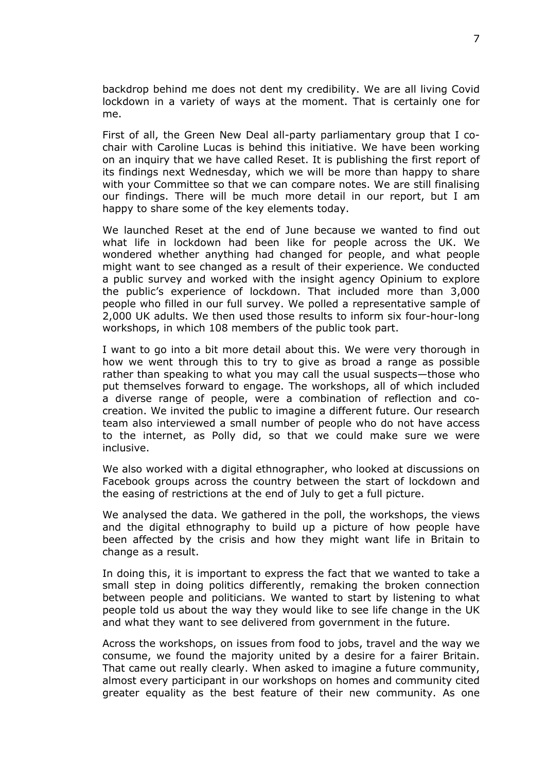backdrop behind me does not dent my credibility. We are all living Covid lockdown in a variety of ways at the moment. That is certainly one for me.

First of all, the Green New Deal all-party parliamentary group that I co-chair with Caroline Lucas is behind this initiative. We have been working on an inquiry that we have called Reset. It is publishing the first report of its findings next Wednesday, which we will be more than happy to share with your Committee so that we can compare notes. We are still finalising our findings. There will be much more detail in our report, but I am happy to share some of the key elements today.

We launched Reset at the end of June because we wanted to find out what life in lockdown had been like for people across the UK. We wondered whether anything had changed for people, and what people might want to see changed as a result of their experience. We conducted a public survey and worked with the insight agency Opinium to explore the public's experience of lockdown. That included more than 3,000 people who filled in our full survey. We polled a representative sample of 2,000 UK adults. We then used those results to inform six four-hour-long workshops, in which 108 members of the public took part.

I want to go into a bit more detail about this. We were very thorough in how we went through this to try to give as broad a range as possible rather than speaking to what you may call the usual suspects—those who put themselves forward to engage. The workshops, all of which included a diverse range of people, were a combination of reflection and co-creation. We invited the public to imagine a different future. Our research team also interviewed a small number of people who do not have access to the internet, as Polly did, so that we could make sure we were inclusive.

We also worked with a digital ethnographer, who looked at discussions on Facebook groups across the country between the start of lockdown and the easing of restrictions at the end of July to get a full picture.

We analysed the data. We gathered in the poll, the workshops, the views and the digital ethnography to build up a picture of how people have been affected by the crisis and how they might want life in Britain to change as a result.

In doing this, it is important to express the fact that we wanted to take a small step in doing politics differently, remaking the broken connection between people and politicians. We wanted to start by listening to what people told us about the way they would like to see life change in the UK and what they want to see delivered from government in the future.

Across the workshops, on issues from food to jobs, travel and the way we consume, we found the majority united by a desire for a fairer Britain. That came out really clearly. When asked to imagine a future community, almost every participant in our workshops on homes and community cited greater equality as the best feature of their new community. As one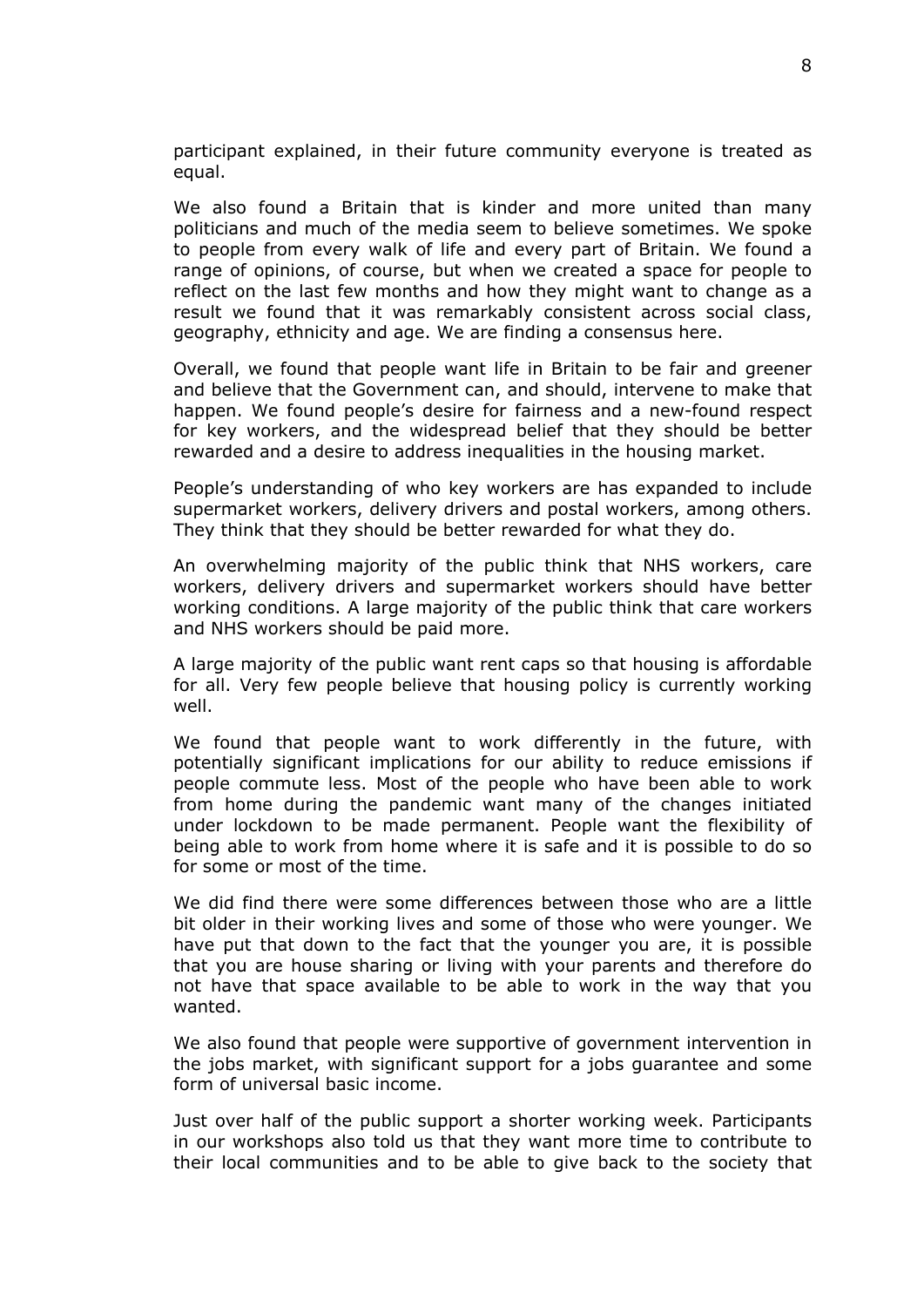participant explained, in their future community everyone is treated as equal.

We also found a Britain that is kinder and more united than many politicians and much of the media seem to believe sometimes. We spoke to people from every walk of life and every part of Britain. We found a range of opinions, of course, but when we created a space for people to reflect on the last few months and how they might want to change as a result we found that it was remarkably consistent across social class, geography, ethnicity and age. We are finding a consensus here.

Overall, we found that people want life in Britain to be fair and greener and believe that the Government can, and should, intervene to make that happen. We found people's desire for fairness and a new-found respect for key workers, and the widespread belief that they should be better rewarded and a desire to address inequalities in the housing market.

People's understanding of who key workers are has expanded to include supermarket workers, delivery drivers and postal workers, among others. They think that they should be better rewarded for what they do.

An overwhelming majority of the public think that NHS workers, care workers, delivery drivers and supermarket workers should have better working conditions. A large majority of the public think that care workers and NHS workers should be paid more.

A large majority of the public want rent caps so that housing is affordable for all. Very few people believe that housing policy is currently working well.

We found that people want to work differently in the future, with potentially significant implications for our ability to reduce emissions if people commute less. Most of the people who have been able to work from home during the pandemic want many of the changes initiated under lockdown to be made permanent. People want the flexibility of being able to work from home where it is safe and it is possible to do so for some or most of the time.

We did find there were some differences between those who are a little bit older in their working lives and some of those who were younger. We have put that down to the fact that the younger you are, it is possible that you are house sharing or living with your parents and therefore do not have that space available to be able to work in the way that you wanted.

We also found that people were supportive of government intervention in the jobs market, with significant support for a jobs guarantee and some form of universal basic income.

Just over half of the public support a shorter working week. Participants in our workshops also told us that they want more time to contribute to their local communities and to be able to give back to the society that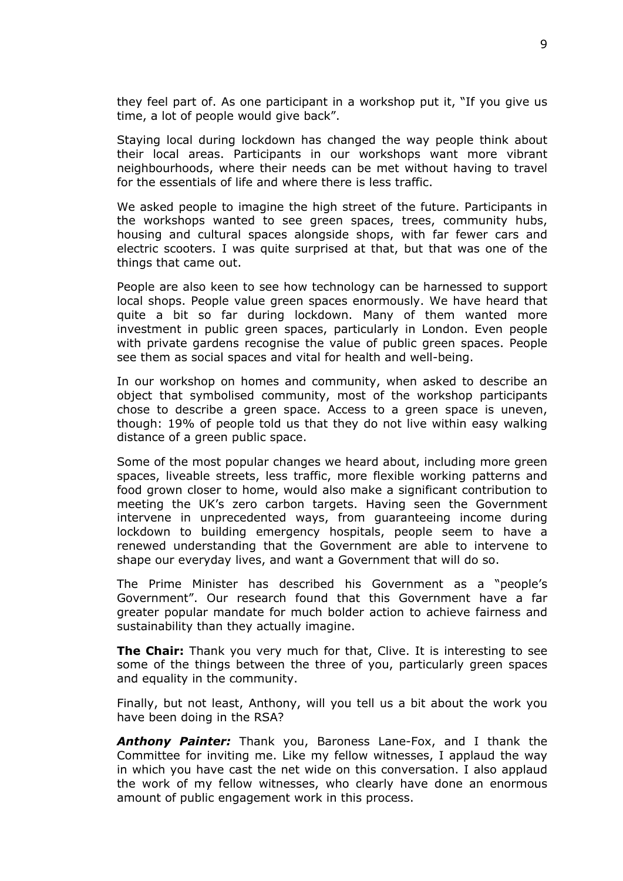they feel part of. As one participant in a workshop put it, "If you give us time, a lot of people would give back".

Staying local during lockdown has changed the way people think about their local areas. Participants in our workshops want more vibrant neighbourhoods, where their needs can be met without having to travel for the essentials of life and where there is less traffic.

We asked people to imagine the high street of the future. Participants in the workshops wanted to see green spaces, trees, community hubs, housing and cultural spaces alongside shops, with far fewer cars and electric scooters. I was quite surprised at that, but that was one of the things that came out.

People are also keen to see how technology can be harnessed to support local shops. People value green spaces enormously. We have heard that quite a bit so far during lockdown. Many of them wanted more investment in public green spaces, particularly in London. Even people with private gardens recognise the value of public green spaces. People see them as social spaces and vital for health and well-being.

In our workshop on homes and community, when asked to describe an object that symbolised community, most of the workshop participants chose to describe a green space. Access to a green space is uneven, though: 19% of people told us that they do not live within easy walking distance of a green public space.

Some of the most popular changes we heard about, including more green spaces, liveable streets, less traffic, more flexible working patterns and food grown closer to home, would also make a significant contribution to meeting the UK's zero carbon targets. Having seen the Government intervene in unprecedented ways, from guaranteeing income during lockdown to building emergency hospitals, people seem to have a renewed understanding that the Government are able to intervene to shape our everyday lives, and want a Government that will do so.

The Prime Minister has described his Government as a "people's Government". Our research found that this Government have a far greater popular mandate for much bolder action to achieve fairness and sustainability than they actually imagine.

**The Chair:** Thank you very much for that, Clive. It is interesting to see some of the things between the three of you, particularly green spaces and equality in the community.

Finally, but not least, Anthony, will you tell us a bit about the work you have been doing in the RSA?

***Anthony Painter:*** Thank you, Baroness Lane-Fox, and I thank the Committee for inviting me. Like my fellow witnesses, I applaud the way in which you have cast the net wide on this conversation. I also applaud the work of my fellow witnesses, who clearly have done an enormous amount of public engagement work in this process.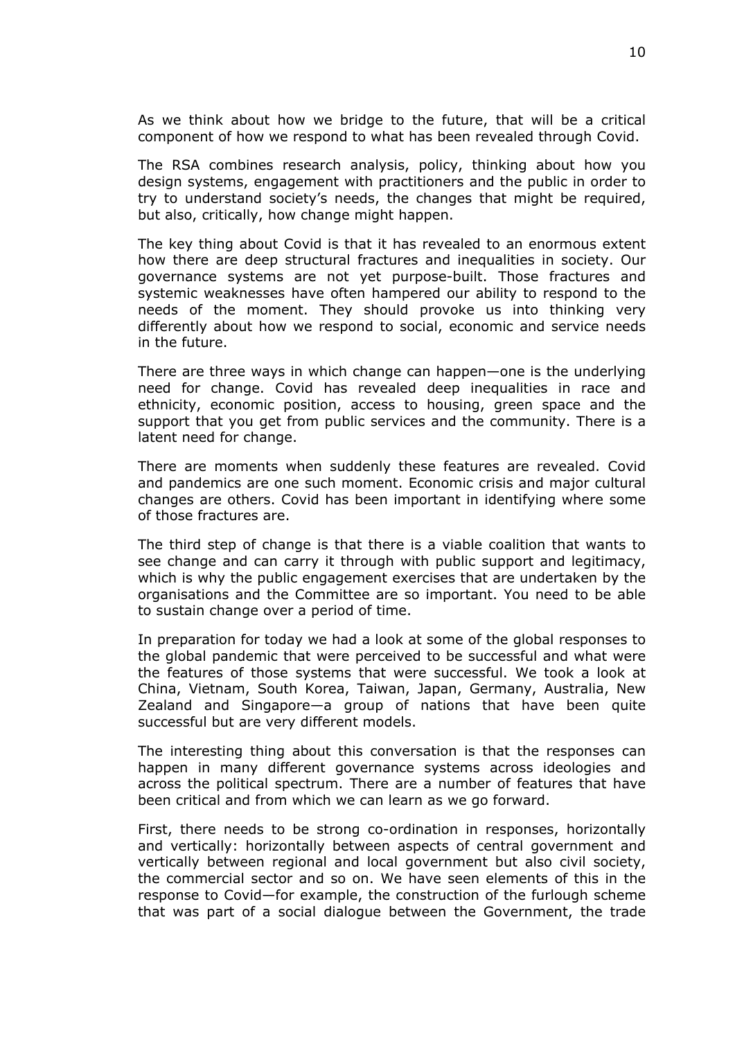As we think about how we bridge to the future, that will be a critical component of how we respond to what has been revealed through Covid.

The RSA combines research analysis, policy, thinking about how you design systems, engagement with practitioners and the public in order to try to understand society's needs, the changes that might be required, but also, critically, how change might happen.

The key thing about Covid is that it has revealed to an enormous extent how there are deep structural fractures and inequalities in society. Our governance systems are not yet purpose-built. Those fractures and systemic weaknesses have often hampered our ability to respond to the needs of the moment. They should provoke us into thinking very differently about how we respond to social, economic and service needs in the future.

There are three ways in which change can happen—one is the underlying need for change. Covid has revealed deep inequalities in race and ethnicity, economic position, access to housing, green space and the support that you get from public services and the community. There is a latent need for change.

There are moments when suddenly these features are revealed. Covid and pandemics are one such moment. Economic crisis and major cultural changes are others. Covid has been important in identifying where some of those fractures are.

The third step of change is that there is a viable coalition that wants to see change and can carry it through with public support and legitimacy, which is why the public engagement exercises that are undertaken by the organisations and the Committee are so important. You need to be able to sustain change over a period of time.

In preparation for today we had a look at some of the global responses to the global pandemic that were perceived to be successful and what were the features of those systems that were successful. We took a look at China, Vietnam, South Korea, Taiwan, Japan, Germany, Australia, New Zealand and Singapore—a group of nations that have been quite successful but are very different models.

The interesting thing about this conversation is that the responses can happen in many different governance systems across ideologies and across the political spectrum. There are a number of features that have been critical and from which we can learn as we go forward.

First, there needs to be strong co-ordination in responses, horizontally and vertically: horizontally between aspects of central government and vertically between regional and local government but also civil society, the commercial sector and so on. We have seen elements of this in the response to Covid—for example, the construction of the furlough scheme that was part of a social dialogue between the Government, the trade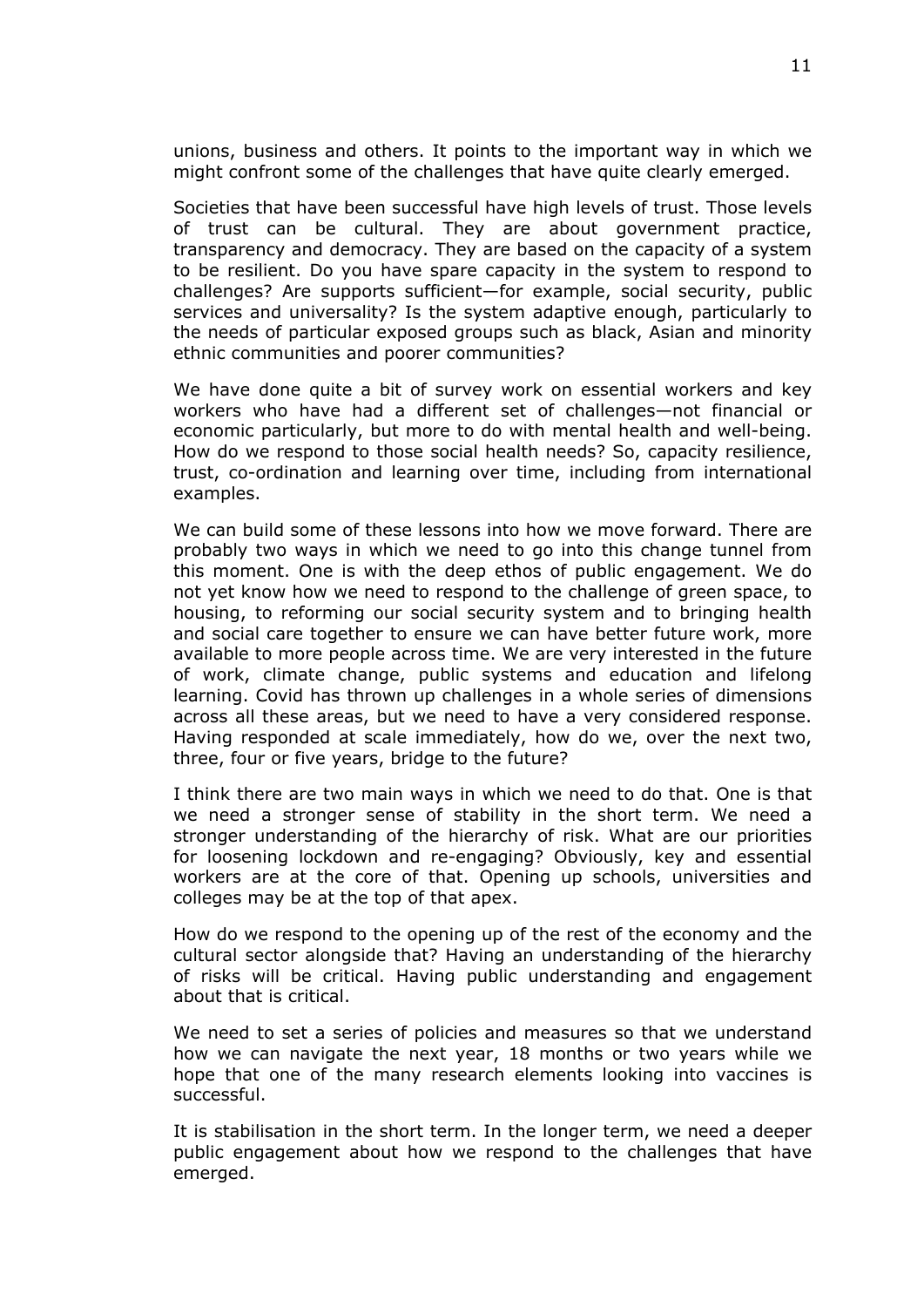unions, business and others. It points to the important way in which we might confront some of the challenges that have quite clearly emerged.

Societies that have been successful have high levels of trust. Those levels of trust can be cultural. They are about government practice, transparency and democracy. They are based on the capacity of a system to be resilient. Do you have spare capacity in the system to respond to challenges? Are supports sufficient—for example, social security, public services and universality? Is the system adaptive enough, particularly to the needs of particular exposed groups such as black, Asian and minority ethnic communities and poorer communities?

We have done quite a bit of survey work on essential workers and key workers who have had a different set of challenges—not financial or economic particularly, but more to do with mental health and well-being. How do we respond to those social health needs? So, capacity resilience, trust, co-ordination and learning over time, including from international examples.

We can build some of these lessons into how we move forward. There are probably two ways in which we need to go into this change tunnel from this moment. One is with the deep ethos of public engagement. We do not yet know how we need to respond to the challenge of green space, to housing, to reforming our social security system and to bringing health and social care together to ensure we can have better future work, more available to more people across time. We are very interested in the future of work, climate change, public systems and education and lifelong learning. Covid has thrown up challenges in a whole series of dimensions across all these areas, but we need to have a very considered response. Having responded at scale immediately, how do we, over the next two, three, four or five years, bridge to the future?

I think there are two main ways in which we need to do that. One is that we need a stronger sense of stability in the short term. We need a stronger understanding of the hierarchy of risk. What are our priorities for loosening lockdown and re-engaging? Obviously, key and essential workers are at the core of that. Opening up schools, universities and colleges may be at the top of that apex.

How do we respond to the opening up of the rest of the economy and the cultural sector alongside that? Having an understanding of the hierarchy of risks will be critical. Having public understanding and engagement about that is critical.

We need to set a series of policies and measures so that we understand how we can navigate the next year, 18 months or two years while we hope that one of the many research elements looking into vaccines is successful.

It is stabilisation in the short term. In the longer term, we need a deeper public engagement about how we respond to the challenges that have emerged.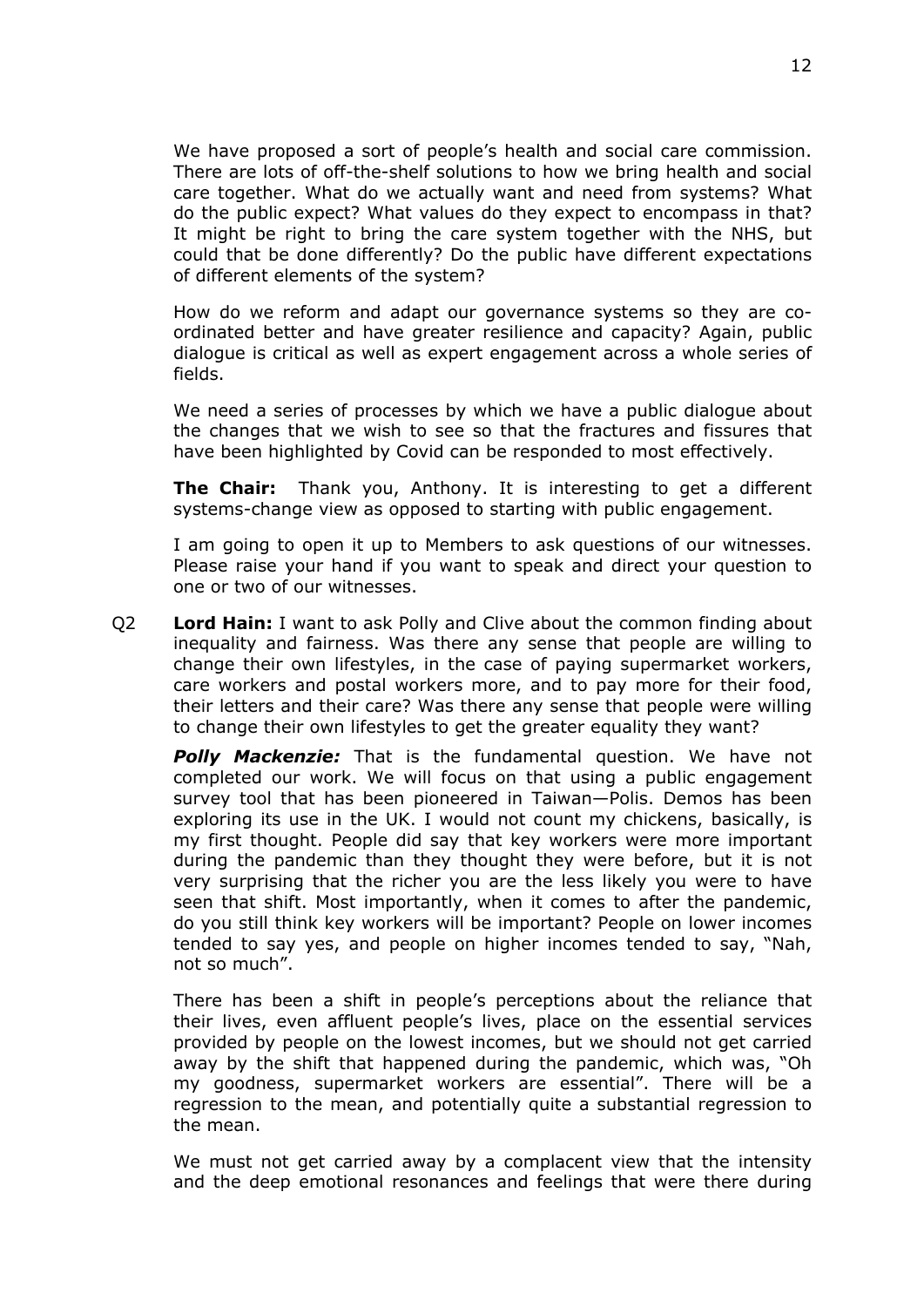We have proposed a sort of people's health and social care commission. There are lots of off-the-shelf solutions to how we bring health and social care together. What do we actually want and need from systems? What do the public expect? What values do they expect to encompass in that? It might be right to bring the care system together with the NHS, but could that be done differently? Do the public have different expectations of different elements of the system?

How do we reform and adapt our governance systems so they are co-ordinated better and have greater resilience and capacity? Again, public dialogue is critical as well as expert engagement across a whole series of fields.

We need a series of processes by which we have a public dialogue about the changes that we wish to see so that the fractures and fissures that have been highlighted by Covid can be responded to most effectively.

**The Chair:** Thank you, Anthony. It is interesting to get a different systems-change view as opposed to starting with public engagement.

I am going to open it up to Members to ask questions of our witnesses. Please raise your hand if you want to speak and direct your question to one or two of our witnesses.

Q2 **Lord Hain:** I want to ask Polly and Clive about the common finding about inequality and fairness. Was there any sense that people are willing to change their own lifestyles, in the case of paying supermarket workers, care workers and postal workers more, and to pay more for their food, their letters and their care? Was there any sense that people were willing to change their own lifestyles to get the greater equality they want?

***Polly Mackenzie:*** That is the fundamental question. We have not completed our work. We will focus on that using a public engagement survey tool that has been pioneered in Taiwan—Polis. Demos has been exploring its use in the UK. I would not count my chickens, basically, is my first thought. People did say that key workers were more important during the pandemic than they thought they were before, but it is not very surprising that the richer you are the less likely you were to have seen that shift. Most importantly, when it comes to after the pandemic, do you still think key workers will be important? People on lower incomes tended to say yes, and people on higher incomes tended to say, "Nah, not so much".

There has been a shift in people's perceptions about the reliance that their lives, even affluent people's lives, place on the essential services provided by people on the lowest incomes, but we should not get carried away by the shift that happened during the pandemic, which was, "Oh my goodness, supermarket workers are essential". There will be a regression to the mean, and potentially quite a substantial regression to the mean.

We must not get carried away by a complacent view that the intensity and the deep emotional resonances and feelings that were there during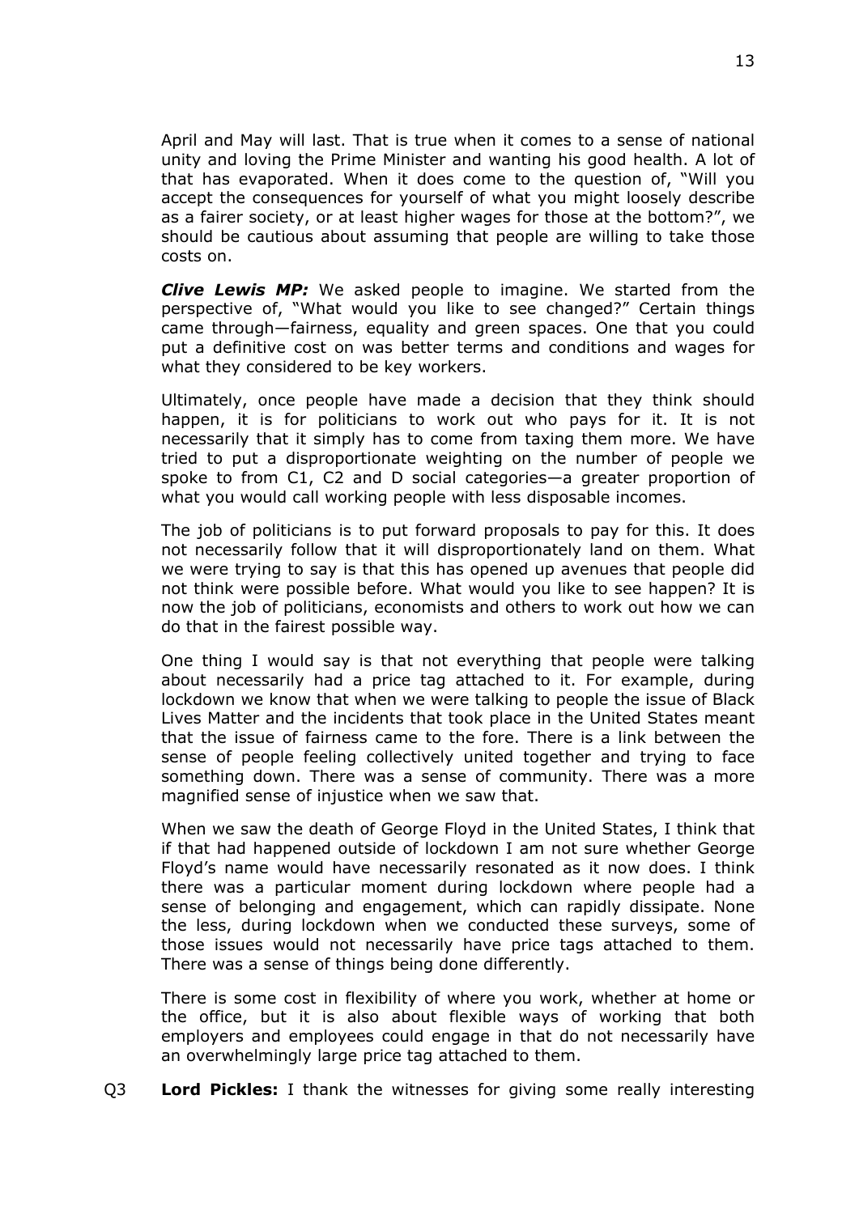April and May will last. That is true when it comes to a sense of national unity and loving the Prime Minister and wanting his good health. A lot of that has evaporated. When it does come to the question of, "Will you accept the consequences for yourself of what you might loosely describe as a fairer society, or at least higher wages for those at the bottom?", we should be cautious about assuming that people are willing to take those costs on.

***Clive Lewis MP:*** We asked people to imagine. We started from the perspective of, "What would you like to see changed?" Certain things came through—fairness, equality and green spaces. One that you could put a definitive cost on was better terms and conditions and wages for what they considered to be key workers.

Ultimately, once people have made a decision that they think should happen, it is for politicians to work out who pays for it. It is not necessarily that it simply has to come from taxing them more. We have tried to put a disproportionate weighting on the number of people we spoke to from C1, C2 and D social categories—a greater proportion of what you would call working people with less disposable incomes.

The job of politicians is to put forward proposals to pay for this. It does not necessarily follow that it will disproportionately land on them. What we were trying to say is that this has opened up avenues that people did not think were possible before. What would you like to see happen? It is now the job of politicians, economists and others to work out how we can do that in the fairest possible way.

One thing I would say is that not everything that people were talking about necessarily had a price tag attached to it. For example, during lockdown we know that when we were talking to people the issue of Black Lives Matter and the incidents that took place in the United States meant that the issue of fairness came to the fore. There is a link between the sense of people feeling collectively united together and trying to face something down. There was a sense of community. There was a more magnified sense of injustice when we saw that.

When we saw the death of George Floyd in the United States, I think that if that had happened outside of lockdown I am not sure whether George Floyd's name would have necessarily resonated as it now does. I think there was a particular moment during lockdown where people had a sense of belonging and engagement, which can rapidly dissipate. None the less, during lockdown when we conducted these surveys, some of those issues would not necessarily have price tags attached to them. There was a sense of things being done differently.

There is some cost in flexibility of where you work, whether at home or the office, but it is also about flexible ways of working that both employers and employees could engage in that do not necessarily have an overwhelmingly large price tag attached to them.

Q3 **Lord Pickles:** I thank the witnesses for giving some really interesting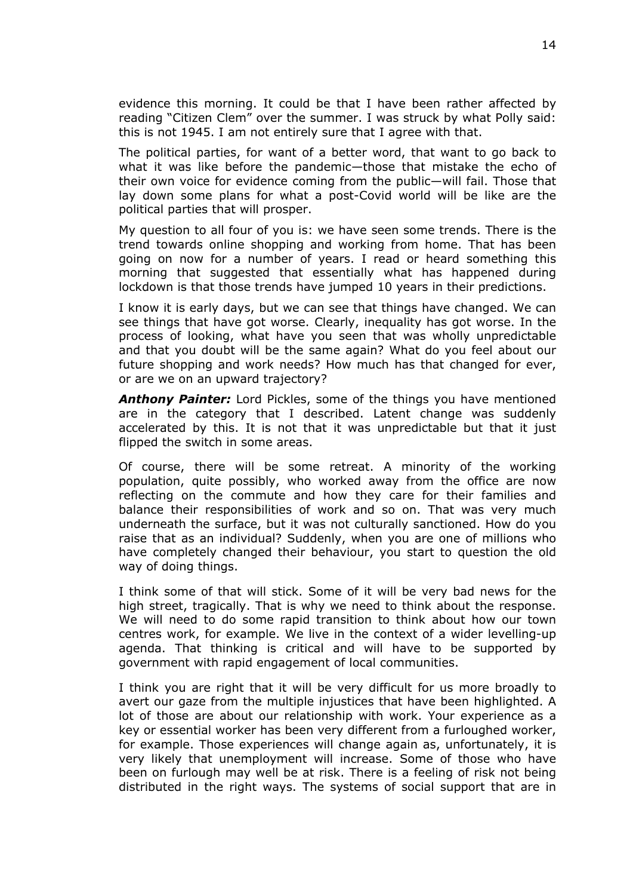evidence this morning. It could be that I have been rather affected by reading "Citizen Clem" over the summer. I was struck by what Polly said: this is not 1945. I am not entirely sure that I agree with that.

The political parties, for want of a better word, that want to go back to what it was like before the pandemic—those that mistake the echo of their own voice for evidence coming from the public—will fail. Those that lay down some plans for what a post-Covid world will be like are the political parties that will prosper.

My question to all four of you is: we have seen some trends. There is the trend towards online shopping and working from home. That has been going on now for a number of years. I read or heard something this morning that suggested that essentially what has happened during lockdown is that those trends have jumped 10 years in their predictions.

I know it is early days, but we can see that things have changed. We can see things that have got worse. Clearly, inequality has got worse. In the process of looking, what have you seen that was wholly unpredictable and that you doubt will be the same again? What do you feel about our future shopping and work needs? How much has that changed for ever, or are we on an upward trajectory?

***Anthony Painter:*** Lord Pickles, some of the things you have mentioned are in the category that I described. Latent change was suddenly accelerated by this. It is not that it was unpredictable but that it just flipped the switch in some areas.

Of course, there will be some retreat. A minority of the working population, quite possibly, who worked away from the office are now reflecting on the commute and how they care for their families and balance their responsibilities of work and so on. That was very much underneath the surface, but it was not culturally sanctioned. How do you raise that as an individual? Suddenly, when you are one of millions who have completely changed their behaviour, you start to question the old way of doing things.

I think some of that will stick. Some of it will be very bad news for the high street, tragically. That is why we need to think about the response. We will need to do some rapid transition to think about how our town centres work, for example. We live in the context of a wider levelling-up agenda. That thinking is critical and will have to be supported by government with rapid engagement of local communities.

I think you are right that it will be very difficult for us more broadly to avert our gaze from the multiple injustices that have been highlighted. A lot of those are about our relationship with work. Your experience as a key or essential worker has been very different from a furloughed worker, for example. Those experiences will change again as, unfortunately, it is very likely that unemployment will increase. Some of those who have been on furlough may well be at risk. There is a feeling of risk not being distributed in the right ways. The systems of social support that are in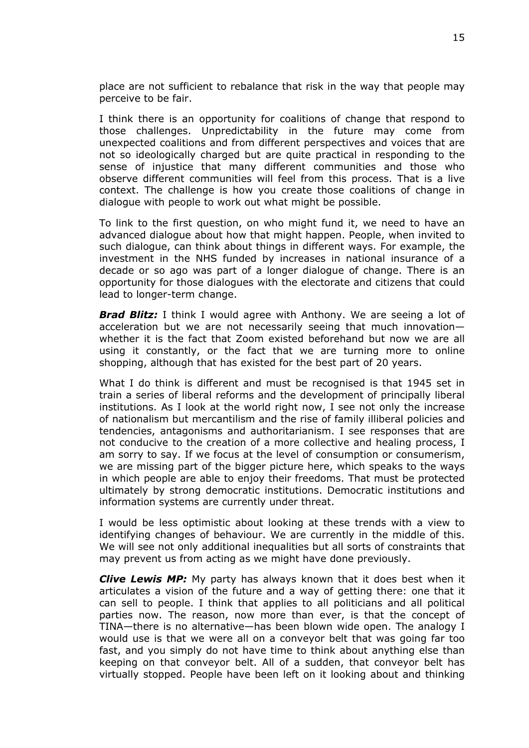place are not sufficient to rebalance that risk in the way that people may perceive to be fair.

I think there is an opportunity for coalitions of change that respond to those challenges. Unpredictability in the future may come from unexpected coalitions and from different perspectives and voices that are not so ideologically charged but are quite practical in responding to the sense of injustice that many different communities and those who observe different communities will feel from this process. That is a live context. The challenge is how you create those coalitions of change in dialogue with people to work out what might be possible.

To link to the first question, on who might fund it, we need to have an advanced dialogue about how that might happen. People, when invited to such dialogue, can think about things in different ways. For example, the investment in the NHS funded by increases in national insurance of a decade or so ago was part of a longer dialogue of change. There is an opportunity for those dialogues with the electorate and citizens that could lead to longer-term change.

***Brad Blitz:*** I think I would agree with Anthony. We are seeing a lot of acceleration but we are not necessarily seeing that much innovation—whether it is the fact that Zoom existed beforehand but now we are all using it constantly, or the fact that we are turning more to online shopping, although that has existed for the best part of 20 years.

What I do think is different and must be recognised is that 1945 set in train a series of liberal reforms and the development of principally liberal institutions. As I look at the world right now, I see not only the increase of nationalism but mercantilism and the rise of family illiberal policies and tendencies, antagonisms and authoritarianism. I see responses that are not conducive to the creation of a more collective and healing process, I am sorry to say. If we focus at the level of consumption or consumerism, we are missing part of the bigger picture here, which speaks to the ways in which people are able to enjoy their freedoms. That must be protected ultimately by strong democratic institutions. Democratic institutions and information systems are currently under threat.

I would be less optimistic about looking at these trends with a view to identifying changes of behaviour. We are currently in the middle of this. We will see not only additional inequalities but all sorts of constraints that may prevent us from acting as we might have done previously.

***Clive Lewis MP:*** My party has always known that it does best when it articulates a vision of the future and a way of getting there: one that it can sell to people. I think that applies to all politicians and all political parties now. The reason, now more than ever, is that the concept of TINA—there is no alternative—has been blown wide open. The analogy I would use is that we were all on a conveyor belt that was going far too fast, and you simply do not have time to think about anything else than keeping on that conveyor belt. All of a sudden, that conveyor belt has virtually stopped. People have been left on it looking about and thinking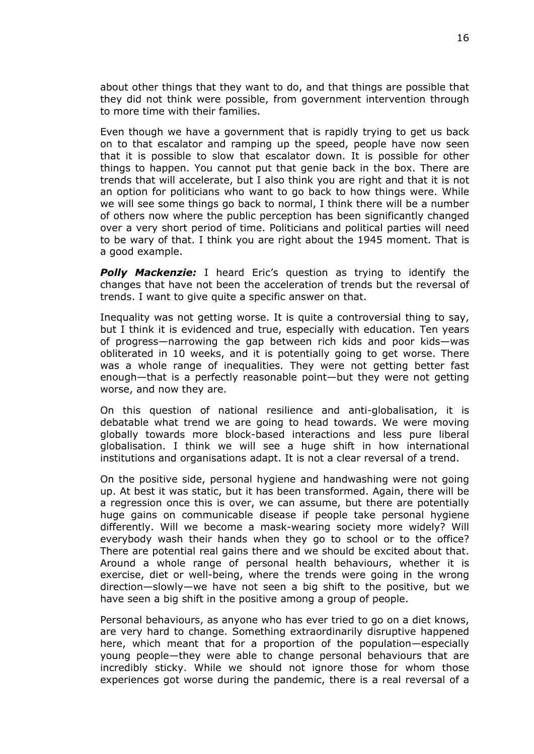about other things that they want to do, and that things are possible that they did not think were possible, from government intervention through to more time with their families.

Even though we have a government that is rapidly trying to get us back on to that escalator and ramping up the speed, people have now seen that it is possible to slow that escalator down. It is possible for other things to happen. You cannot put that genie back in the box. There are trends that will accelerate, but I also think you are right and that it is not an option for politicians who want to go back to how things were. While we will see some things go back to normal, I think there will be a number of others now where the public perception has been significantly changed over a very short period of time. Politicians and political parties will need to be wary of that. I think you are right about the 1945 moment. That is a good example.

***Polly Mackenzie:*** I heard Eric's question as trying to identify the changes that have not been the acceleration of trends but the reversal of trends. I want to give quite a specific answer on that.

Inequality was not getting worse. It is quite a controversial thing to say, but I think it is evidenced and true, especially with education. Ten years of progress—narrowing the gap between rich kids and poor kids—was obliterated in 10 weeks, and it is potentially going to get worse. There was a whole range of inequalities. They were not getting better fast enough—that is a perfectly reasonable point—but they were not getting worse, and now they are.

On this question of national resilience and anti-globalisation, it is debatable what trend we are going to head towards. We were moving globally towards more block-based interactions and less pure liberal globalisation. I think we will see a huge shift in how international institutions and organisations adapt. It is not a clear reversal of a trend.

On the positive side, personal hygiene and handwashing were not going up. At best it was static, but it has been transformed. Again, there will be a regression once this is over, we can assume, but there are potentially huge gains on communicable disease if people take personal hygiene differently. Will we become a mask-wearing society more widely? Will everybody wash their hands when they go to school or to the office? There are potential real gains there and we should be excited about that. Around a whole range of personal health behaviours, whether it is exercise, diet or well-being, where the trends were going in the wrong direction—slowly—we have not seen a big shift to the positive, but we have seen a big shift in the positive among a group of people.

Personal behaviours, as anyone who has ever tried to go on a diet knows, are very hard to change. Something extraordinarily disruptive happened here, which meant that for a proportion of the population—especially young people—they were able to change personal behaviours that are incredibly sticky. While we should not ignore those for whom those experiences got worse during the pandemic, there is a real reversal of a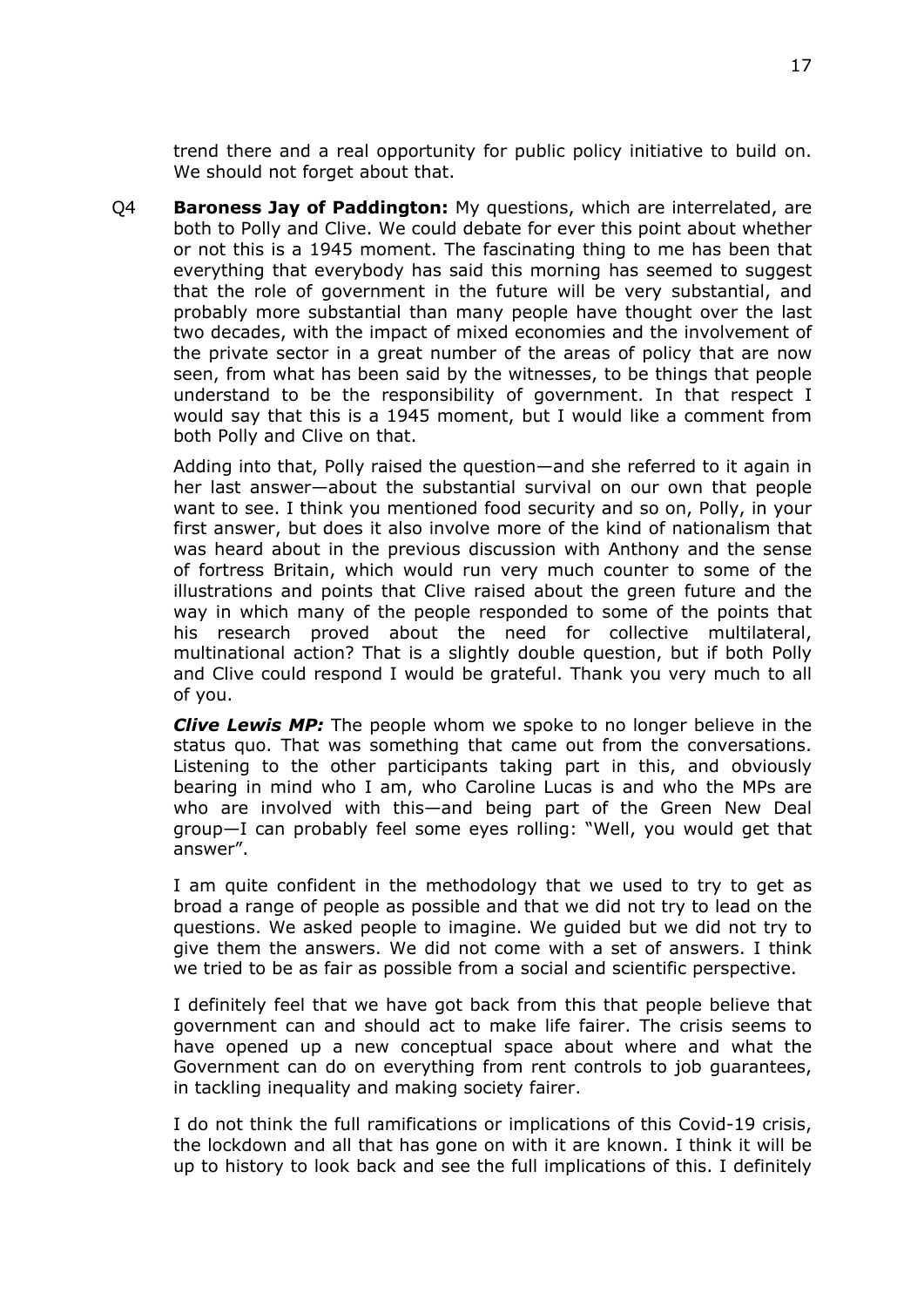trend there and a real opportunity for public policy initiative to build on. We should not forget about that.

Q4 **Baroness Jay of Paddington:** My questions, which are interrelated, are both to Polly and Clive. We could debate for ever this point about whether or not this is a 1945 moment. The fascinating thing to me has been that everything that everybody has said this morning has seemed to suggest that the role of government in the future will be very substantial, and probably more substantial than many people have thought over the last two decades, with the impact of mixed economies and the involvement of the private sector in a great number of the areas of policy that are now seen, from what has been said by the witnesses, to be things that people understand to be the responsibility of government. In that respect I would say that this is a 1945 moment, but I would like a comment from both Polly and Clive on that.

Adding into that, Polly raised the question—and she referred to it again in her last answer—about the substantial survival on our own that people want to see. I think you mentioned food security and so on, Polly, in your first answer, but does it also involve more of the kind of nationalism that was heard about in the previous discussion with Anthony and the sense of fortress Britain, which would run very much counter to some of the illustrations and points that Clive raised about the green future and the way in which many of the people responded to some of the points that his research proved about the need for collective multilateral, multinational action? That is a slightly double question, but if both Polly and Clive could respond I would be grateful. Thank you very much to all of you.

***Clive Lewis MP:*** The people whom we spoke to no longer believe in the status quo. That was something that came out from the conversations. Listening to the other participants taking part in this, and obviously bearing in mind who I am, who Caroline Lucas is and who the MPs are who are involved with this—and being part of the Green New Deal group—I can probably feel some eyes rolling: "Well, you would get that answer".

I am quite confident in the methodology that we used to try to get as broad a range of people as possible and that we did not try to lead on the questions. We asked people to imagine. We guided but we did not try to give them the answers. We did not come with a set of answers. I think we tried to be as fair as possible from a social and scientific perspective.

I definitely feel that we have got back from this that people believe that government can and should act to make life fairer. The crisis seems to have opened up a new conceptual space about where and what the Government can do on everything from rent controls to job guarantees, in tackling inequality and making society fairer.

I do not think the full ramifications or implications of this Covid-19 crisis, the lockdown and all that has gone on with it are known. I think it will be up to history to look back and see the full implications of this. I definitely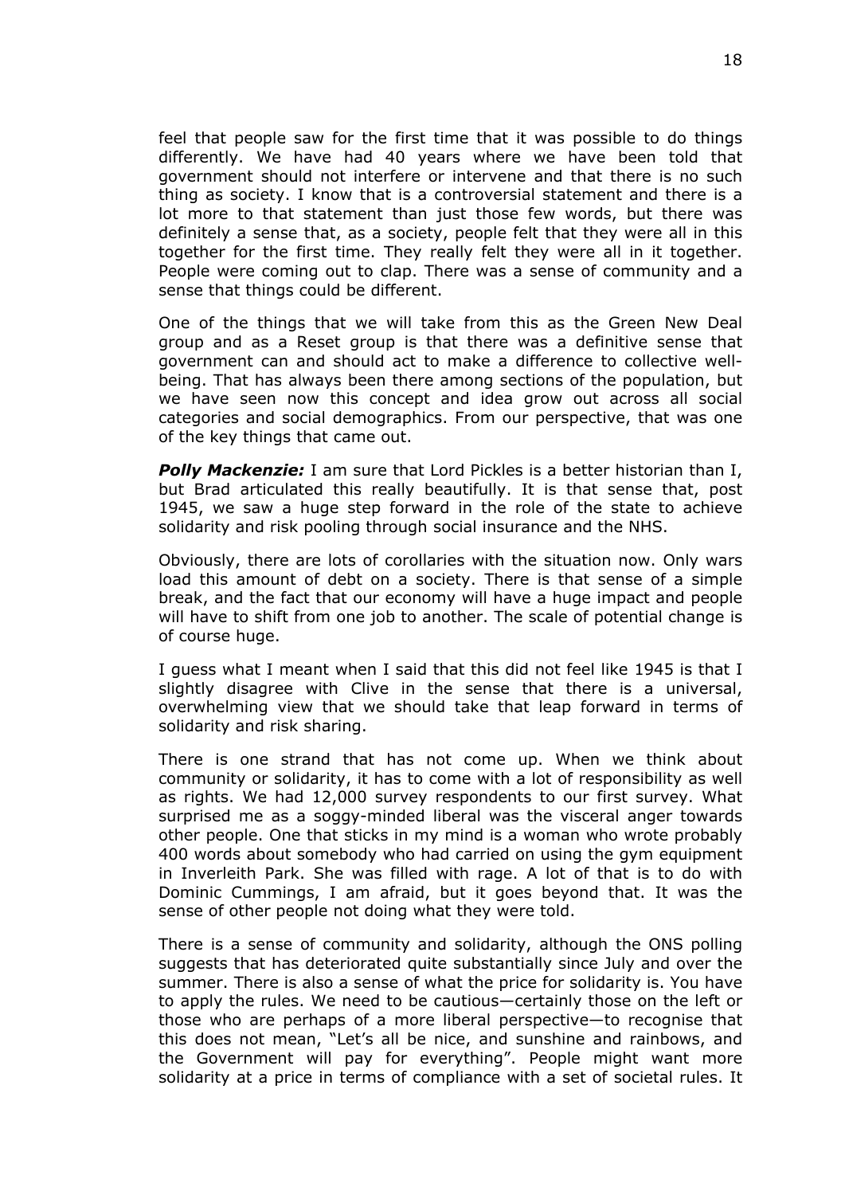feel that people saw for the first time that it was possible to do things differently. We have had 40 years where we have been told that government should not interfere or intervene and that there is no such thing as society. I know that is a controversial statement and there is a lot more to that statement than just those few words, but there was definitely a sense that, as a society, people felt that they were all in this together for the first time. They really felt they were all in it together. People were coming out to clap. There was a sense of community and a sense that things could be different.

One of the things that we will take from this as the Green New Deal group and as a Reset group is that there was a definitive sense that government can and should act to make a difference to collective well-being. That has always been there among sections of the population, but we have seen now this concept and idea grow out across all social categories and social demographics. From our perspective, that was one of the key things that came out.

***Polly Mackenzie:*** I am sure that Lord Pickles is a better historian than I, but Brad articulated this really beautifully. It is that sense that, post 1945, we saw a huge step forward in the role of the state to achieve solidarity and risk pooling through social insurance and the NHS.

Obviously, there are lots of corollaries with the situation now. Only wars load this amount of debt on a society. There is that sense of a simple break, and the fact that our economy will have a huge impact and people will have to shift from one job to another. The scale of potential change is of course huge.

I guess what I meant when I said that this did not feel like 1945 is that I slightly disagree with Clive in the sense that there is a universal, overwhelming view that we should take that leap forward in terms of solidarity and risk sharing.

There is one strand that has not come up. When we think about community or solidarity, it has to come with a lot of responsibility as well as rights. We had 12,000 survey respondents to our first survey. What surprised me as a soggy-minded liberal was the visceral anger towards other people. One that sticks in my mind is a woman who wrote probably 400 words about somebody who had carried on using the gym equipment in Inverleith Park. She was filled with rage. A lot of that is to do with Dominic Cummings, I am afraid, but it goes beyond that. It was the sense of other people not doing what they were told.

There is a sense of community and solidarity, although the ONS polling suggests that has deteriorated quite substantially since July and over the summer. There is also a sense of what the price for solidarity is. You have to apply the rules. We need to be cautious—certainly those on the left or those who are perhaps of a more liberal perspective—to recognise that this does not mean, "Let's all be nice, and sunshine and rainbows, and the Government will pay for everything". People might want more solidarity at a price in terms of compliance with a set of societal rules. It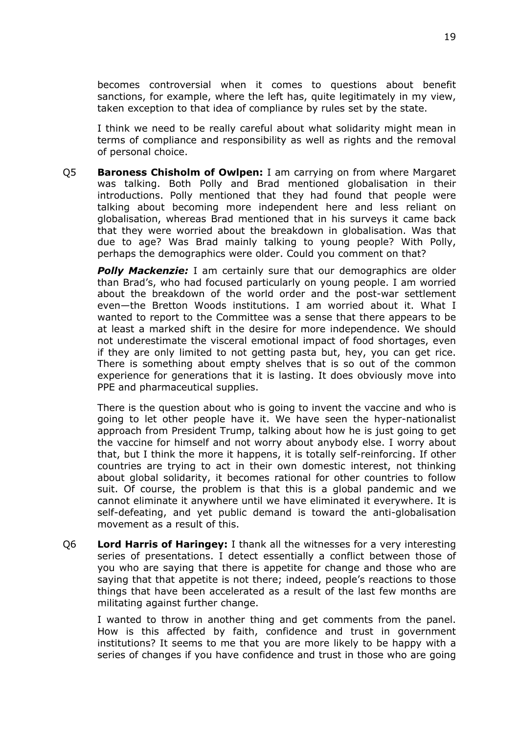becomes controversial when it comes to questions about benefit sanctions, for example, where the left has, quite legitimately in my view, taken exception to that idea of compliance by rules set by the state.

I think we need to be really careful about what solidarity might mean in terms of compliance and responsibility as well as rights and the removal of personal choice.

Q5 **Baroness Chisholm of Owlpen:** I am carrying on from where Margaret was talking. Both Polly and Brad mentioned globalisation in their introductions. Polly mentioned that they had found that people were talking about becoming more independent here and less reliant on globalisation, whereas Brad mentioned that in his surveys it came back that they were worried about the breakdown in globalisation. Was that due to age? Was Brad mainly talking to young people? With Polly, perhaps the demographics were older. Could you comment on that?

***Polly Mackenzie:*** I am certainly sure that our demographics are older than Brad's, who had focused particularly on young people. I am worried about the breakdown of the world order and the post-war settlement even—the Bretton Woods institutions. I am worried about it. What I wanted to report to the Committee was a sense that there appears to be at least a marked shift in the desire for more independence. We should not underestimate the visceral emotional impact of food shortages, even if they are only limited to not getting pasta but, hey, you can get rice. There is something about empty shelves that is so out of the common experience for generations that it is lasting. It does obviously move into PPE and pharmaceutical supplies.

There is the question about who is going to invent the vaccine and who is going to let other people have it. We have seen the hyper-nationalist approach from President Trump, talking about how he is just going to get the vaccine for himself and not worry about anybody else. I worry about that, but I think the more it happens, it is totally self-reinforcing. If other countries are trying to act in their own domestic interest, not thinking about global solidarity, it becomes rational for other countries to follow suit. Of course, the problem is that this is a global pandemic and we cannot eliminate it anywhere until we have eliminated it everywhere. It is self-defeating, and yet public demand is toward the anti-globalisation movement as a result of this.

Q6 **Lord Harris of Haringey:** I thank all the witnesses for a very interesting series of presentations. I detect essentially a conflict between those of you who are saying that there is appetite for change and those who are saying that that appetite is not there; indeed, people's reactions to those things that have been accelerated as a result of the last few months are militating against further change.

I wanted to throw in another thing and get comments from the panel. How is this affected by faith, confidence and trust in government institutions? It seems to me that you are more likely to be happy with a series of changes if you have confidence and trust in those who are going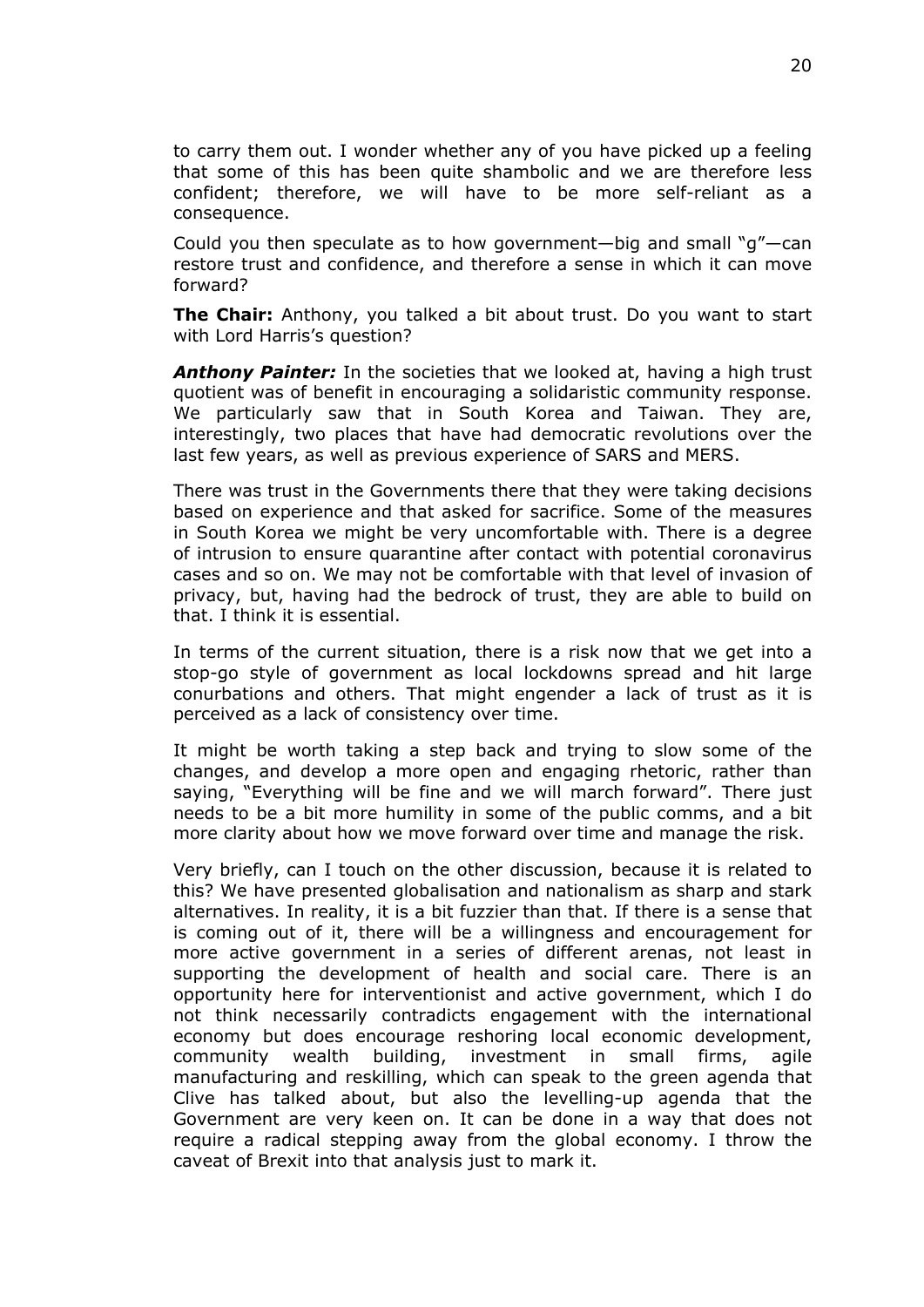to carry them out. I wonder whether any of you have picked up a feeling that some of this has been quite shambolic and we are therefore less confident; therefore, we will have to be more self-reliant as a consequence.

Could you then speculate as to how government—big and small "g"—can restore trust and confidence, and therefore a sense in which it can move forward?

**The Chair:** Anthony, you talked a bit about trust. Do you want to start with Lord Harris's question?

***Anthony Painter:*** In the societies that we looked at, having a high trust quotient was of benefit in encouraging a solidaristic community response. We particularly saw that in South Korea and Taiwan. They are, interestingly, two places that have had democratic revolutions over the last few years, as well as previous experience of SARS and MERS.

There was trust in the Governments there that they were taking decisions based on experience and that asked for sacrifice. Some of the measures in South Korea we might be very uncomfortable with. There is a degree of intrusion to ensure quarantine after contact with potential coronavirus cases and so on. We may not be comfortable with that level of invasion of privacy, but, having had the bedrock of trust, they are able to build on that. I think it is essential.

In terms of the current situation, there is a risk now that we get into a stop-go style of government as local lockdowns spread and hit large conurbations and others. That might engender a lack of trust as it is perceived as a lack of consistency over time.

It might be worth taking a step back and trying to slow some of the changes, and develop a more open and engaging rhetoric, rather than saying, "Everything will be fine and we will march forward". There just needs to be a bit more humility in some of the public comms, and a bit more clarity about how we move forward over time and manage the risk.

Very briefly, can I touch on the other discussion, because it is related to this? We have presented globalisation and nationalism as sharp and stark alternatives. In reality, it is a bit fuzzier than that. If there is a sense that is coming out of it, there will be a willingness and encouragement for more active government in a series of different arenas, not least in supporting the development of health and social care. There is an opportunity here for interventionist and active government, which I do not think necessarily contradicts engagement with the international economy but does encourage reshoring local economic development, community wealth building, investment in small firms, agile manufacturing and reskilling, which can speak to the green agenda that Clive has talked about, but also the levelling-up agenda that the Government are very keen on. It can be done in a way that does not require a radical stepping away from the global economy. I throw the caveat of Brexit into that analysis just to mark it.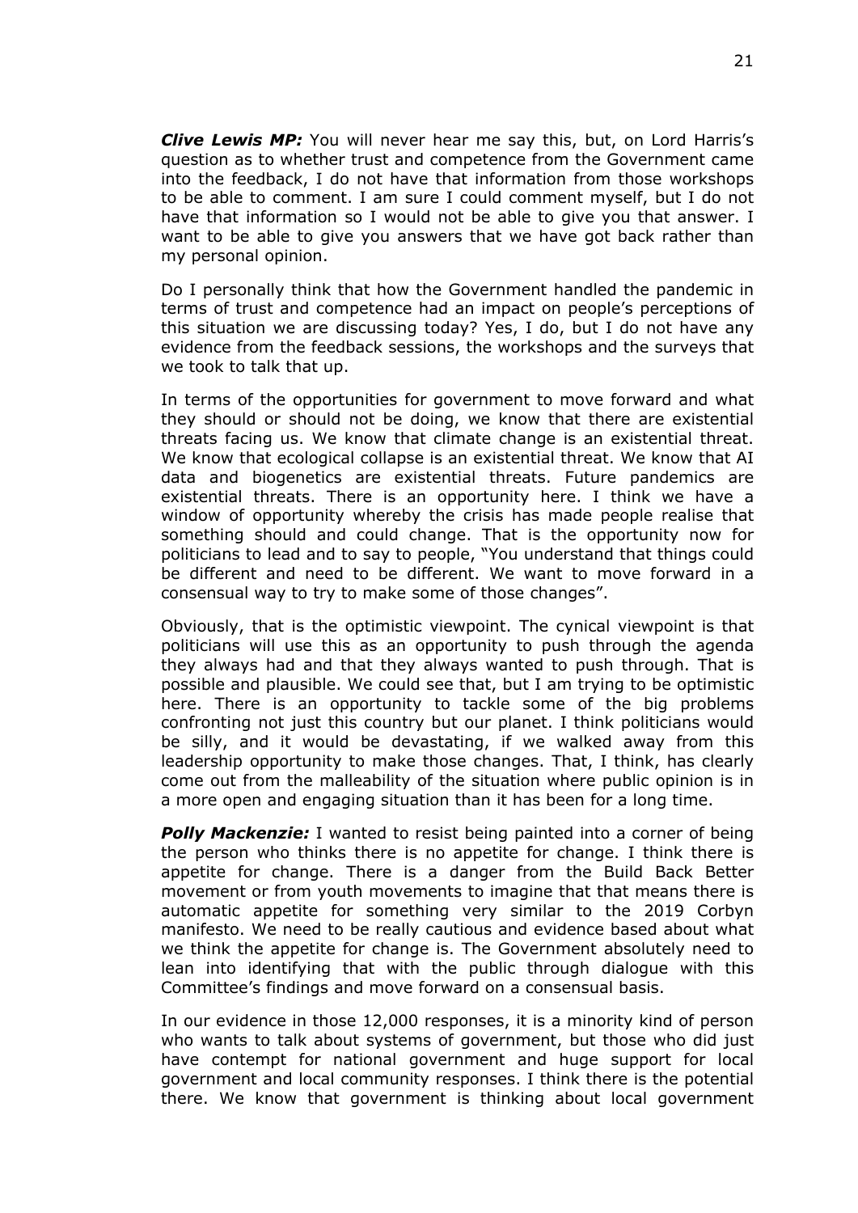***Clive Lewis MP:*** You will never hear me say this, but, on Lord Harris's question as to whether trust and competence from the Government came into the feedback, I do not have that information from those workshops to be able to comment. I am sure I could comment myself, but I do not have that information so I would not be able to give you that answer. I want to be able to give you answers that we have got back rather than my personal opinion.

Do I personally think that how the Government handled the pandemic in terms of trust and competence had an impact on people's perceptions of this situation we are discussing today? Yes, I do, but I do not have any evidence from the feedback sessions, the workshops and the surveys that we took to talk that up.

In terms of the opportunities for government to move forward and what they should or should not be doing, we know that there are existential threats facing us. We know that climate change is an existential threat. We know that ecological collapse is an existential threat. We know that AI data and biogenetics are existential threats. Future pandemics are existential threats. There is an opportunity here. I think we have a window of opportunity whereby the crisis has made people realise that something should and could change. That is the opportunity now for politicians to lead and to say to people, "You understand that things could be different and need to be different. We want to move forward in a consensual way to try to make some of those changes".

Obviously, that is the optimistic viewpoint. The cynical viewpoint is that politicians will use this as an opportunity to push through the agenda they always had and that they always wanted to push through. That is possible and plausible. We could see that, but I am trying to be optimistic here. There is an opportunity to tackle some of the big problems confronting not just this country but our planet. I think politicians would be silly, and it would be devastating, if we walked away from this leadership opportunity to make those changes. That, I think, has clearly come out from the malleability of the situation where public opinion is in a more open and engaging situation than it has been for a long time.

***Polly Mackenzie:*** I wanted to resist being painted into a corner of being the person who thinks there is no appetite for change. I think there is appetite for change. There is a danger from the Build Back Better movement or from youth movements to imagine that that means there is automatic appetite for something very similar to the 2019 Corbyn manifesto. We need to be really cautious and evidence based about what we think the appetite for change is. The Government absolutely need to lean into identifying that with the public through dialogue with this Committee's findings and move forward on a consensual basis.

In our evidence in those 12,000 responses, it is a minority kind of person who wants to talk about systems of government, but those who did just have contempt for national government and huge support for local government and local community responses. I think there is the potential there. We know that government is thinking about local government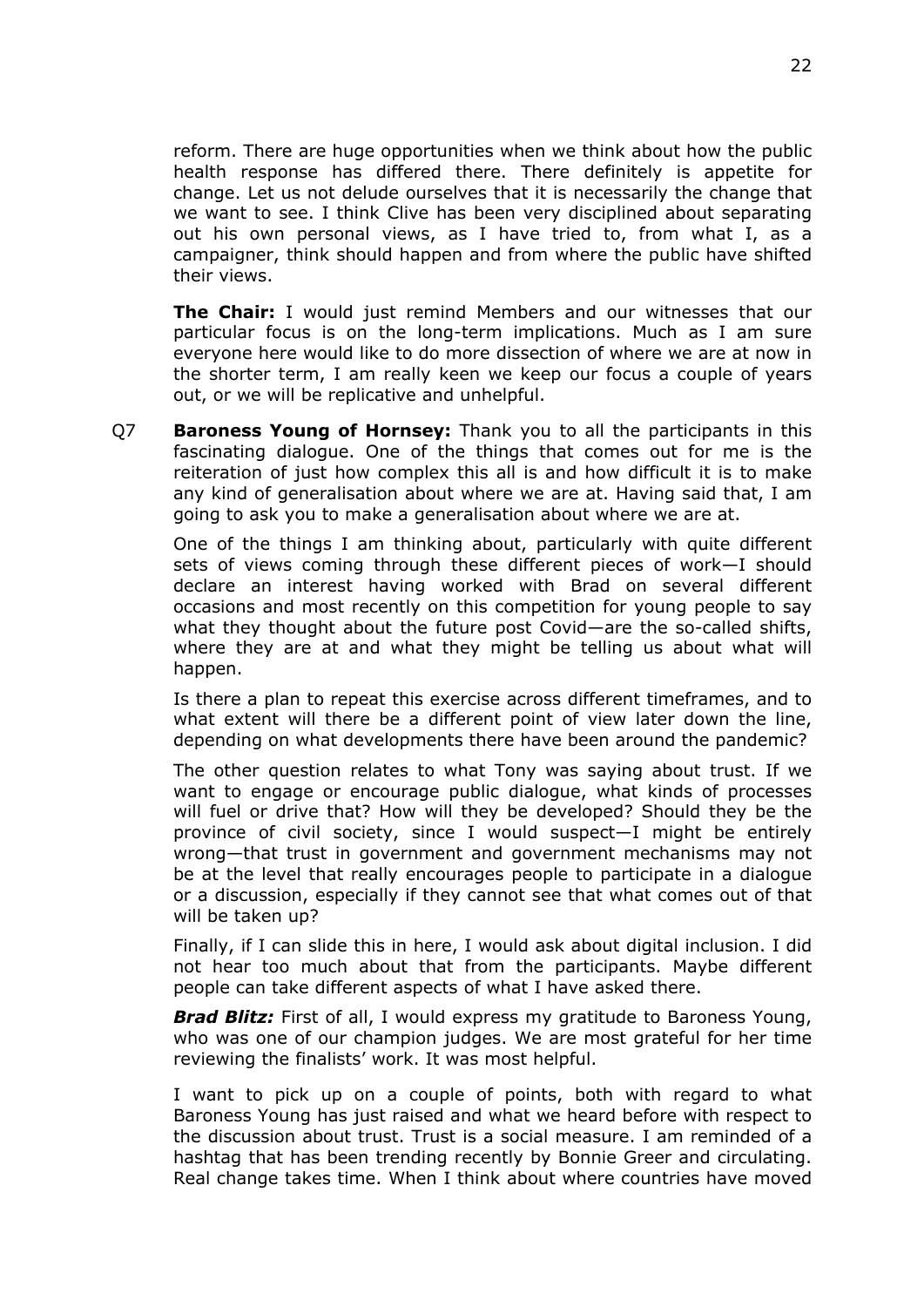reform. There are huge opportunities when we think about how the public health response has differed there. There definitely is appetite for change. Let us not delude ourselves that it is necessarily the change that we want to see. I think Clive has been very disciplined about separating out his own personal views, as I have tried to, from what I, as a campaigner, think should happen and from where the public have shifted their views.

**The Chair:** I would just remind Members and our witnesses that our particular focus is on the long-term implications. Much as I am sure everyone here would like to do more dissection of where we are at now in the shorter term, I am really keen we keep our focus a couple of years out, or we will be replicative and unhelpful.

Q7 **Baroness Young of Hornsey:** Thank you to all the participants in this fascinating dialogue. One of the things that comes out for me is the reiteration of just how complex this all is and how difficult it is to make any kind of generalisation about where we are at. Having said that, I am going to ask you to make a generalisation about where we are at.

One of the things I am thinking about, particularly with quite different sets of views coming through these different pieces of work—I should declare an interest having worked with Brad on several different occasions and most recently on this competition for young people to say what they thought about the future post Covid—are the so-called shifts, where they are at and what they might be telling us about what will happen.

Is there a plan to repeat this exercise across different timeframes, and to what extent will there be a different point of view later down the line, depending on what developments there have been around the pandemic?

The other question relates to what Tony was saying about trust. If we want to engage or encourage public dialogue, what kinds of processes will fuel or drive that? How will they be developed? Should they be the province of civil society, since I would suspect—I might be entirely wrong—that trust in government and government mechanisms may not be at the level that really encourages people to participate in a dialogue or a discussion, especially if they cannot see that what comes out of that will be taken up?

Finally, if I can slide this in here, I would ask about digital inclusion. I did not hear too much about that from the participants. Maybe different people can take different aspects of what I have asked there.

***Brad Blitz:*** First of all, I would express my gratitude to Baroness Young, who was one of our champion judges. We are most grateful for her time reviewing the finalists' work. It was most helpful.

I want to pick up on a couple of points, both with regard to what Baroness Young has just raised and what we heard before with respect to the discussion about trust. Trust is a social measure. I am reminded of a hashtag that has been trending recently by Bonnie Greer and circulating. Real change takes time. When I think about where countries have moved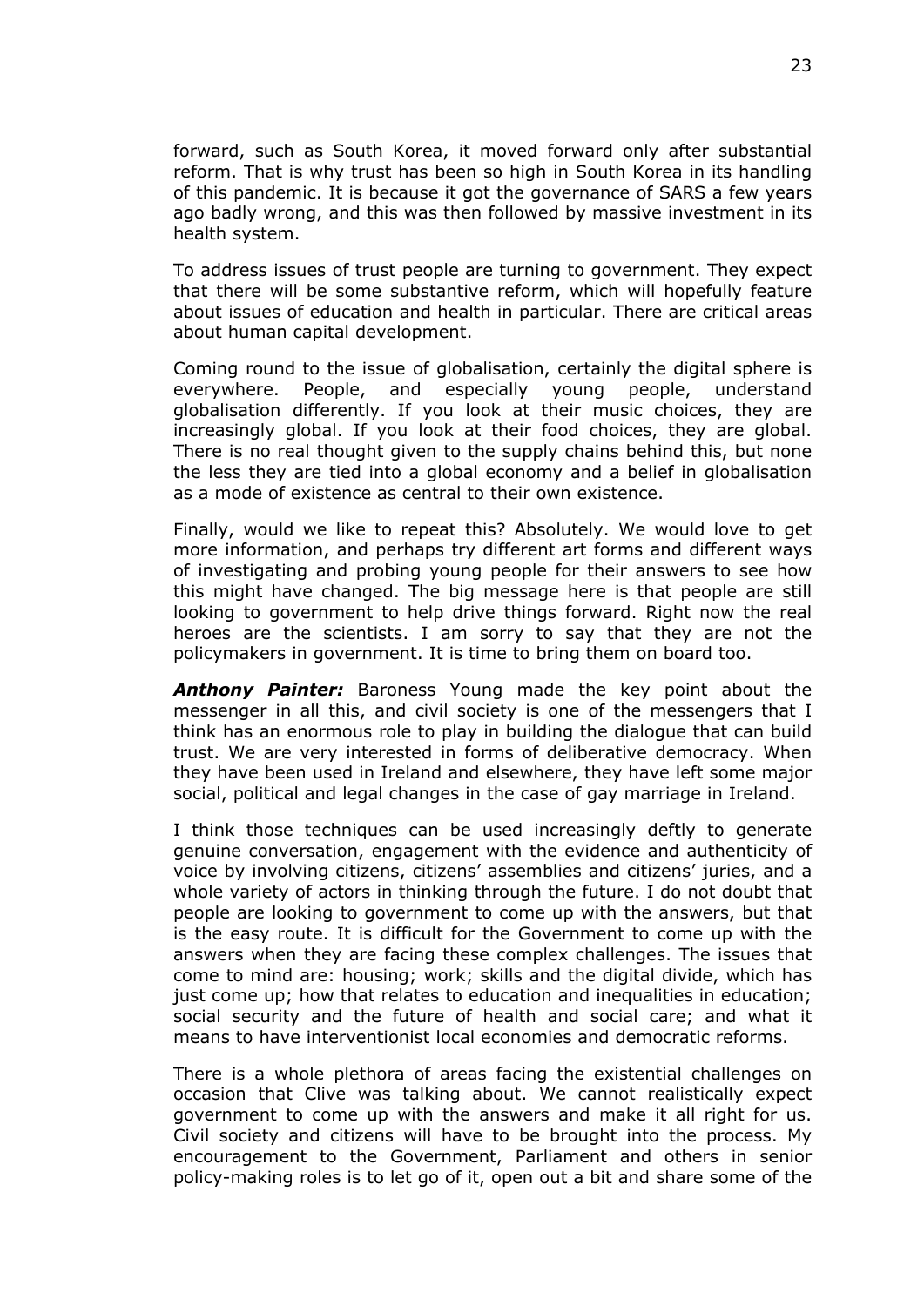forward, such as South Korea, it moved forward only after substantial reform. That is why trust has been so high in South Korea in its handling of this pandemic. It is because it got the governance of SARS a few years ago badly wrong, and this was then followed by massive investment in its health system.

To address issues of trust people are turning to government. They expect that there will be some substantive reform, which will hopefully feature about issues of education and health in particular. There are critical areas about human capital development.

Coming round to the issue of globalisation, certainly the digital sphere is everywhere. People, and especially young people, understand globalisation differently. If you look at their music choices, they are increasingly global. If you look at their food choices, they are global. There is no real thought given to the supply chains behind this, but none the less they are tied into a global economy and a belief in globalisation as a mode of existence as central to their own existence.

Finally, would we like to repeat this? Absolutely. We would love to get more information, and perhaps try different art forms and different ways of investigating and probing young people for their answers to see how this might have changed. The big message here is that people are still looking to government to help drive things forward. Right now the real heroes are the scientists. I am sorry to say that they are not the policymakers in government. It is time to bring them on board too.

***Anthony Painter:*** Baroness Young made the key point about the messenger in all this, and civil society is one of the messengers that I think has an enormous role to play in building the dialogue that can build trust. We are very interested in forms of deliberative democracy. When they have been used in Ireland and elsewhere, they have left some major social, political and legal changes in the case of gay marriage in Ireland.

I think those techniques can be used increasingly deftly to generate genuine conversation, engagement with the evidence and authenticity of voice by involving citizens, citizens' assemblies and citizens' juries, and a whole variety of actors in thinking through the future. I do not doubt that people are looking to government to come up with the answers, but that is the easy route. It is difficult for the Government to come up with the answers when they are facing these complex challenges. The issues that come to mind are: housing; work; skills and the digital divide, which has just come up; how that relates to education and inequalities in education; social security and the future of health and social care; and what it means to have interventionist local economies and democratic reforms.

There is a whole plethora of areas facing the existential challenges on occasion that Clive was talking about. We cannot realistically expect government to come up with the answers and make it all right for us. Civil society and citizens will have to be brought into the process. My encouragement to the Government, Parliament and others in senior policy-making roles is to let go of it, open out a bit and share some of the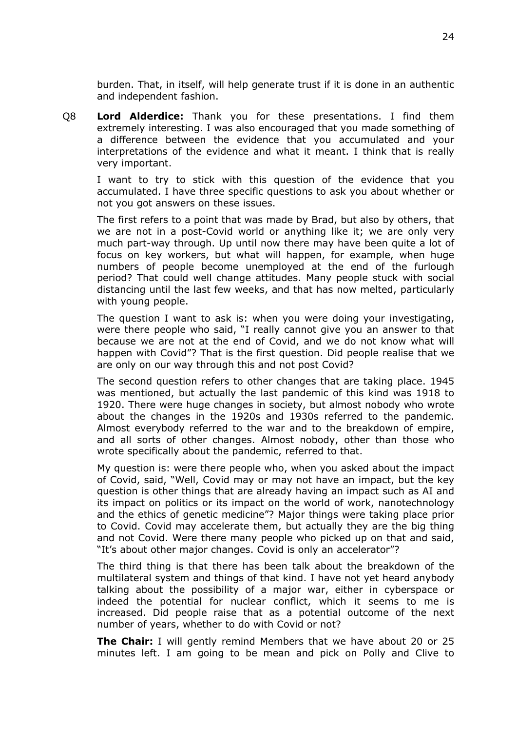burden. That, in itself, will help generate trust if it is done in an authentic and independent fashion.

Q8 **Lord Alderdice:** Thank you for these presentations. I find them extremely interesting. I was also encouraged that you made something of a difference between the evidence that you accumulated and your interpretations of the evidence and what it meant. I think that is really very important.

I want to try to stick with this question of the evidence that you accumulated. I have three specific questions to ask you about whether or not you got answers on these issues.

The first refers to a point that was made by Brad, but also by others, that we are not in a post-Covid world or anything like it; we are only very much part-way through. Up until now there may have been quite a lot of focus on key workers, but what will happen, for example, when huge numbers of people become unemployed at the end of the furlough period? That could well change attitudes. Many people stuck with social distancing until the last few weeks, and that has now melted, particularly with young people.

The question I want to ask is: when you were doing your investigating, were there people who said, "I really cannot give you an answer to that because we are not at the end of Covid, and we do not know what will happen with Covid"? That is the first question. Did people realise that we are only on our way through this and not post Covid?

The second question refers to other changes that are taking place. 1945 was mentioned, but actually the last pandemic of this kind was 1918 to 1920. There were huge changes in society, but almost nobody who wrote about the changes in the 1920s and 1930s referred to the pandemic. Almost everybody referred to the war and to the breakdown of empire, and all sorts of other changes. Almost nobody, other than those who wrote specifically about the pandemic, referred to that.

My question is: were there people who, when you asked about the impact of Covid, said, "Well, Covid may or may not have an impact, but the key question is other things that are already having an impact such as AI and its impact on politics or its impact on the world of work, nanotechnology and the ethics of genetic medicine"? Major things were taking place prior to Covid. Covid may accelerate them, but actually they are the big thing and not Covid. Were there many people who picked up on that and said, "It's about other major changes. Covid is only an accelerator"?

The third thing is that there has been talk about the breakdown of the multilateral system and things of that kind. I have not yet heard anybody talking about the possibility of a major war, either in cyberspace or indeed the potential for nuclear conflict, which it seems to me is increased. Did people raise that as a potential outcome of the next number of years, whether to do with Covid or not?

**The Chair:** I will gently remind Members that we have about 20 or 25 minutes left. I am going to be mean and pick on Polly and Clive to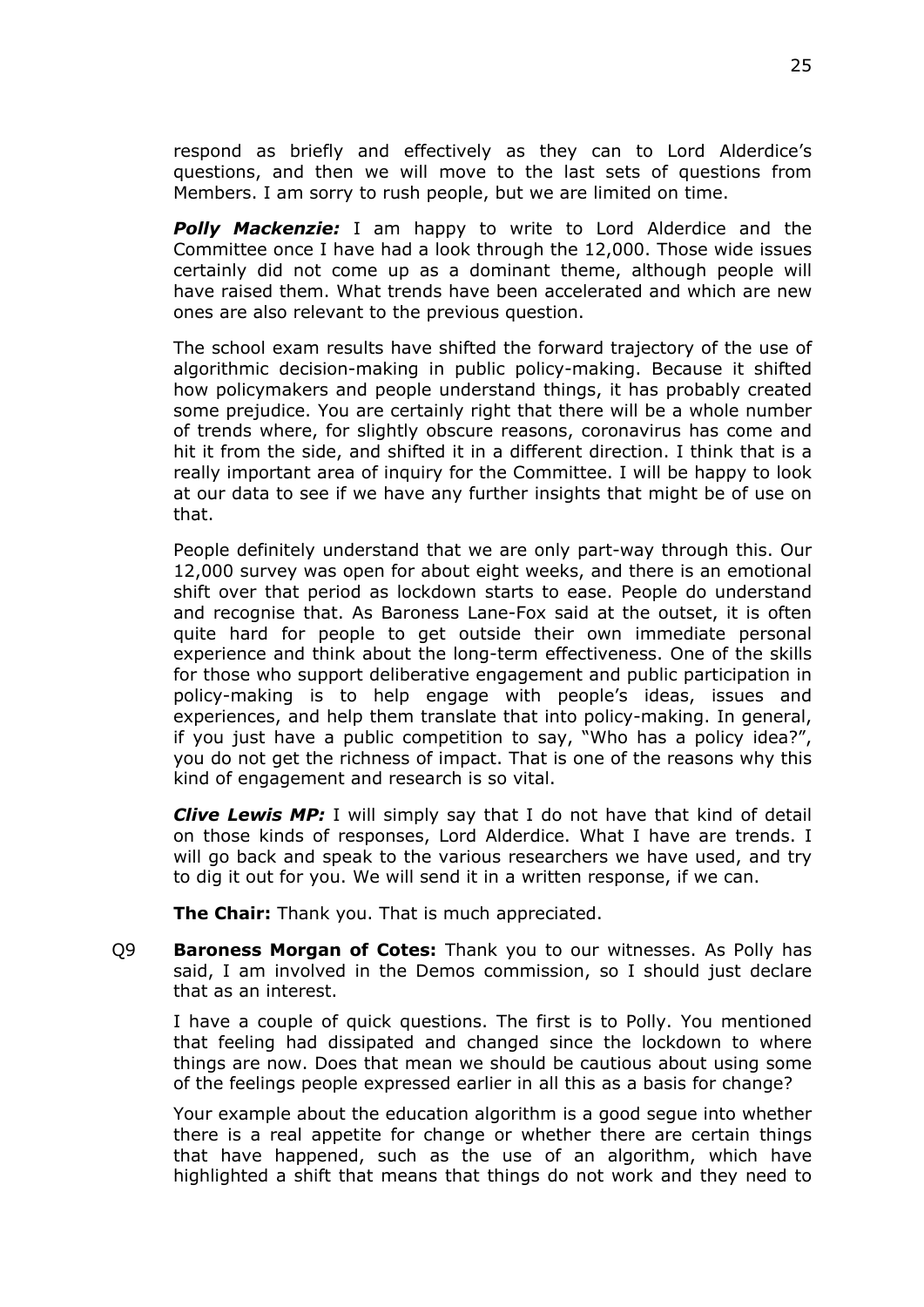respond as briefly and effectively as they can to Lord Alderdice's questions, and then we will move to the last sets of questions from Members. I am sorry to rush people, but we are limited on time.

***Polly Mackenzie:*** I am happy to write to Lord Alderdice and the Committee once I have had a look through the 12,000. Those wide issues certainly did not come up as a dominant theme, although people will have raised them. What trends have been accelerated and which are new ones are also relevant to the previous question.

The school exam results have shifted the forward trajectory of the use of algorithmic decision-making in public policy-making. Because it shifted how policymakers and people understand things, it has probably created some prejudice. You are certainly right that there will be a whole number of trends where, for slightly obscure reasons, coronavirus has come and hit it from the side, and shifted it in a different direction. I think that is a really important area of inquiry for the Committee. I will be happy to look at our data to see if we have any further insights that might be of use on that.

People definitely understand that we are only part-way through this. Our 12,000 survey was open for about eight weeks, and there is an emotional shift over that period as lockdown starts to ease. People do understand and recognise that. As Baroness Lane-Fox said at the outset, it is often quite hard for people to get outside their own immediate personal experience and think about the long-term effectiveness. One of the skills for those who support deliberative engagement and public participation in policy-making is to help engage with people's ideas, issues and experiences, and help them translate that into policy-making. In general, if you just have a public competition to say, "Who has a policy idea?", you do not get the richness of impact. That is one of the reasons why this kind of engagement and research is so vital.

***Clive Lewis MP:*** I will simply say that I do not have that kind of detail on those kinds of responses, Lord Alderdice. What I have are trends. I will go back and speak to the various researchers we have used, and try to dig it out for you. We will send it in a written response, if we can.

**The Chair:** Thank you. That is much appreciated.

Q9 **Baroness Morgan of Cotes:** Thank you to our witnesses. As Polly has said, I am involved in the Demos commission, so I should just declare that as an interest.

I have a couple of quick questions. The first is to Polly. You mentioned that feeling had dissipated and changed since the lockdown to where things are now. Does that mean we should be cautious about using some of the feelings people expressed earlier in all this as a basis for change?

Your example about the education algorithm is a good segue into whether there is a real appetite for change or whether there are certain things that have happened, such as the use of an algorithm, which have highlighted a shift that means that things do not work and they need to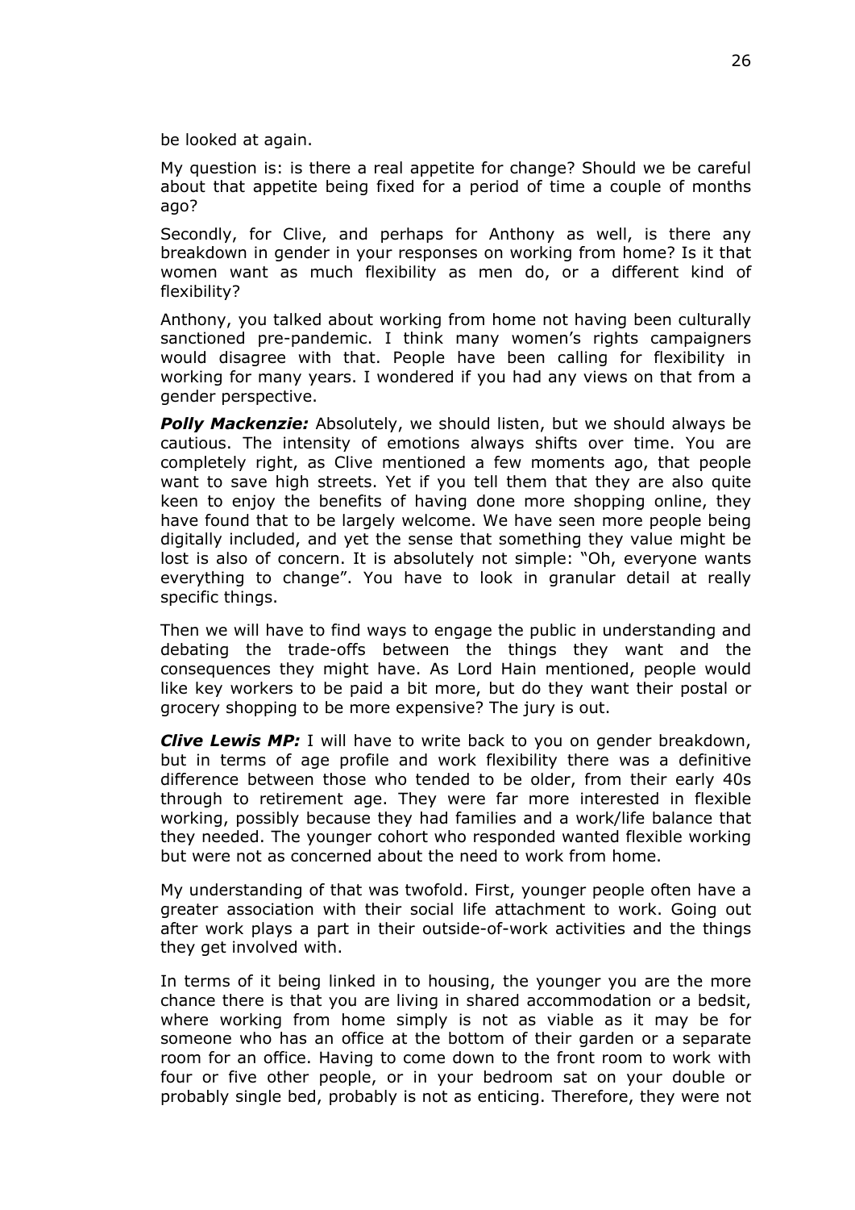be looked at again.

My question is: is there a real appetite for change? Should we be careful about that appetite being fixed for a period of time a couple of months ago?

Secondly, for Clive, and perhaps for Anthony as well, is there any breakdown in gender in your responses on working from home? Is it that women want as much flexibility as men do, or a different kind of flexibility?

Anthony, you talked about working from home not having been culturally sanctioned pre-pandemic. I think many women's rights campaigners would disagree with that. People have been calling for flexibility in working for many years. I wondered if you had any views on that from a gender perspective.

***Polly Mackenzie:*** Absolutely, we should listen, but we should always be cautious. The intensity of emotions always shifts over time. You are completely right, as Clive mentioned a few moments ago, that people want to save high streets. Yet if you tell them that they are also quite keen to enjoy the benefits of having done more shopping online, they have found that to be largely welcome. We have seen more people being digitally included, and yet the sense that something they value might be lost is also of concern. It is absolutely not simple: "Oh, everyone wants everything to change". You have to look in granular detail at really specific things.

Then we will have to find ways to engage the public in understanding and debating the trade-offs between the things they want and the consequences they might have. As Lord Hain mentioned, people would like key workers to be paid a bit more, but do they want their postal or grocery shopping to be more expensive? The jury is out.

***Clive Lewis MP:*** I will have to write back to you on gender breakdown, but in terms of age profile and work flexibility there was a definitive difference between those who tended to be older, from their early 40s through to retirement age. They were far more interested in flexible working, possibly because they had families and a work/life balance that they needed. The younger cohort who responded wanted flexible working but were not as concerned about the need to work from home.

My understanding of that was twofold. First, younger people often have a greater association with their social life attachment to work. Going out after work plays a part in their outside-of-work activities and the things they get involved with.

In terms of it being linked in to housing, the younger you are the more chance there is that you are living in shared accommodation or a bedsit, where working from home simply is not as viable as it may be for someone who has an office at the bottom of their garden or a separate room for an office. Having to come down to the front room to work with four or five other people, or in your bedroom sat on your double or probably single bed, probably is not as enticing. Therefore, they were not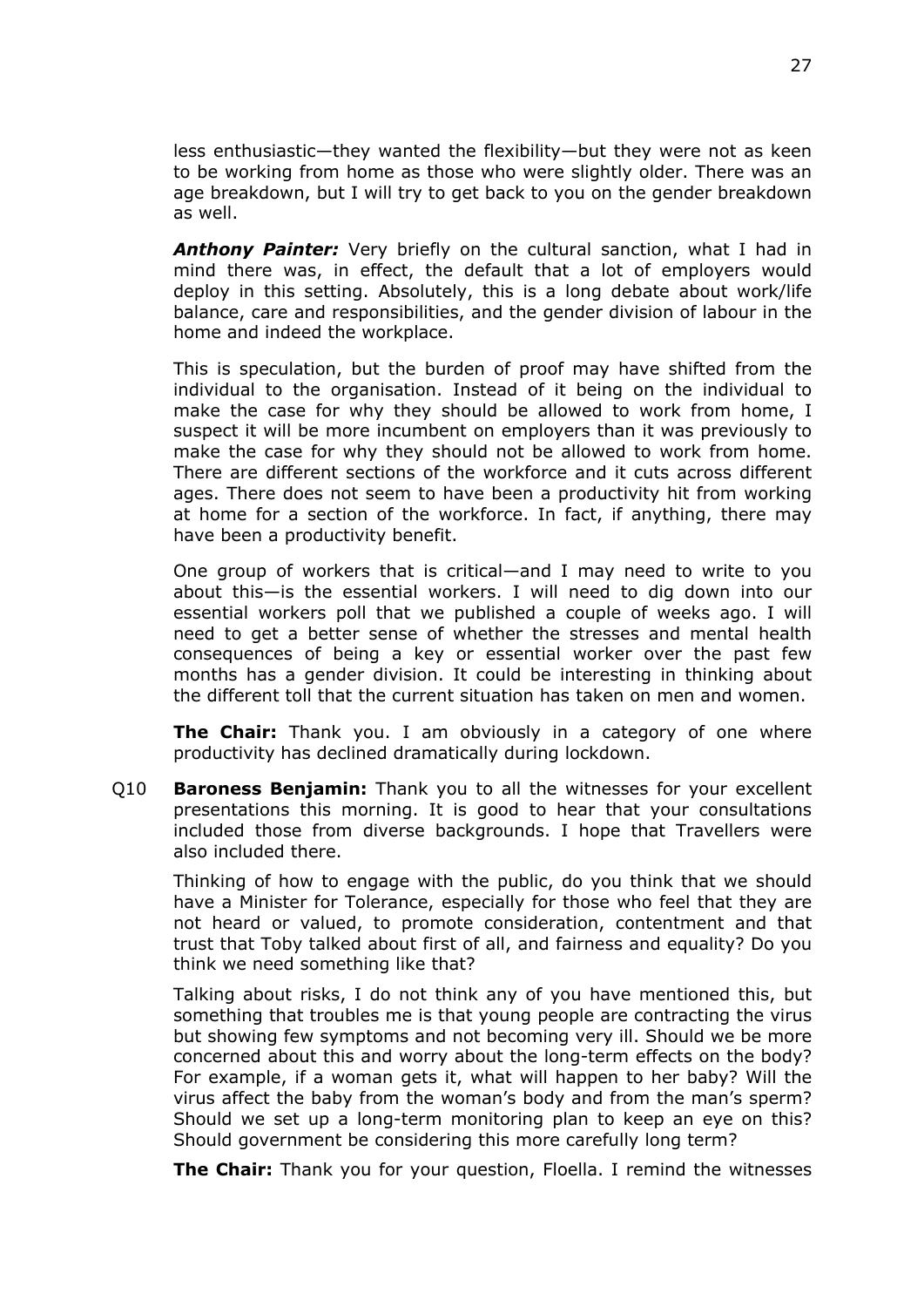less enthusiastic—they wanted the flexibility—but they were not as keen to be working from home as those who were slightly older. There was an age breakdown, but I will try to get back to you on the gender breakdown as well.

***Anthony Painter:*** Very briefly on the cultural sanction, what I had in mind there was, in effect, the default that a lot of employers would deploy in this setting. Absolutely, this is a long debate about work/life balance, care and responsibilities, and the gender division of labour in the home and indeed the workplace.

This is speculation, but the burden of proof may have shifted from the individual to the organisation. Instead of it being on the individual to make the case for why they should be allowed to work from home, I suspect it will be more incumbent on employers than it was previously to make the case for why they should not be allowed to work from home. There are different sections of the workforce and it cuts across different ages. There does not seem to have been a productivity hit from working at home for a section of the workforce. In fact, if anything, there may have been a productivity benefit.

One group of workers that is critical—and I may need to write to you about this—is the essential workers. I will need to dig down into our essential workers poll that we published a couple of weeks ago. I will need to get a better sense of whether the stresses and mental health consequences of being a key or essential worker over the past few months has a gender division. It could be interesting in thinking about the different toll that the current situation has taken on men and women.

**The Chair:** Thank you. I am obviously in a category of one where productivity has declined dramatically during lockdown.

Q10 **Baroness Benjamin:** Thank you to all the witnesses for your excellent presentations this morning. It is good to hear that your consultations included those from diverse backgrounds. I hope that Travellers were also included there.

Thinking of how to engage with the public, do you think that we should have a Minister for Tolerance, especially for those who feel that they are not heard or valued, to promote consideration, contentment and that trust that Toby talked about first of all, and fairness and equality? Do you think we need something like that?

Talking about risks, I do not think any of you have mentioned this, but something that troubles me is that young people are contracting the virus but showing few symptoms and not becoming very ill. Should we be more concerned about this and worry about the long-term effects on the body? For example, if a woman gets it, what will happen to her baby? Will the virus affect the baby from the woman's body and from the man's sperm? Should we set up a long-term monitoring plan to keep an eye on this? Should government be considering this more carefully long term?

**The Chair:** Thank you for your question, Floella. I remind the witnesses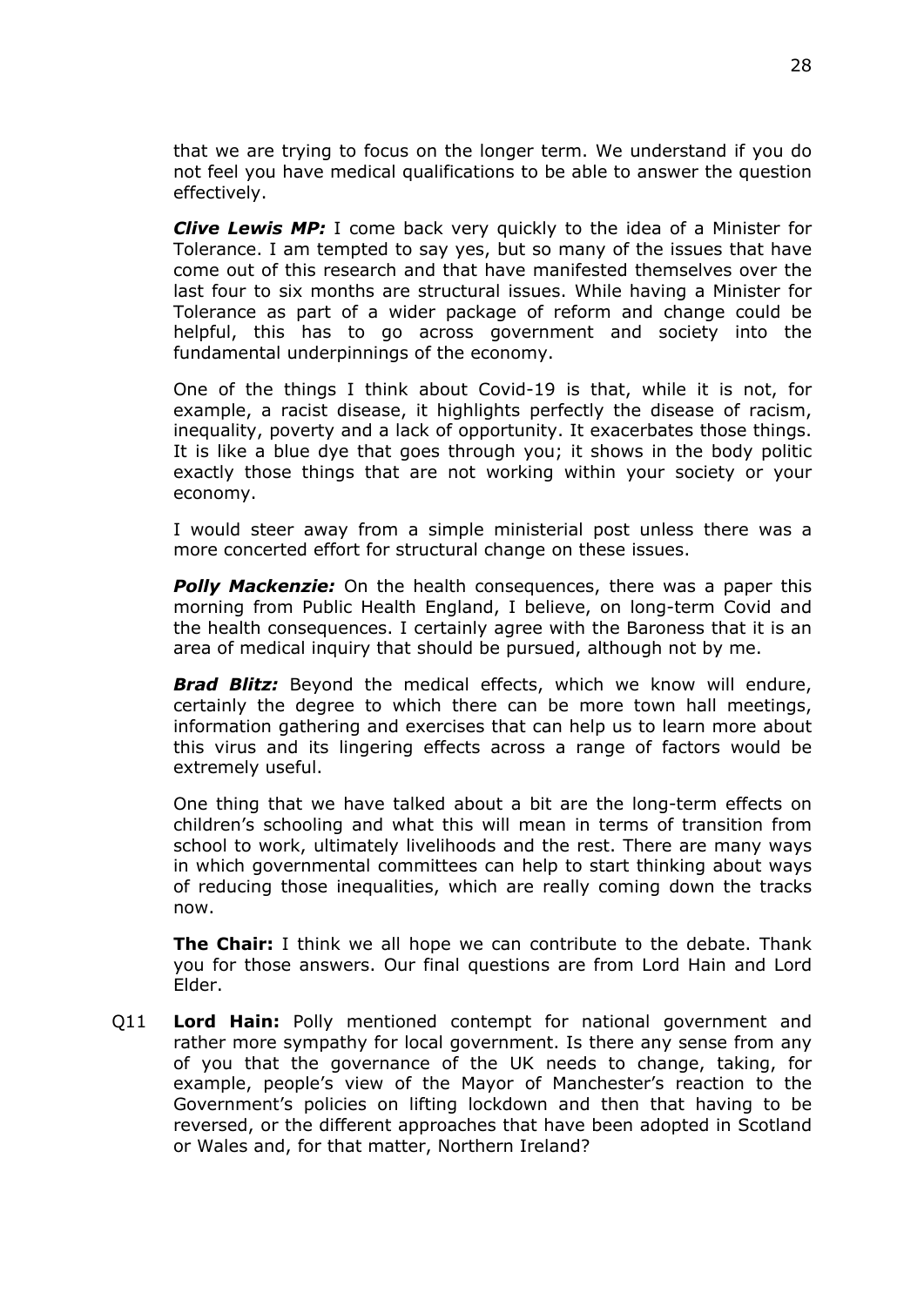that we are trying to focus on the longer term. We understand if you do not feel you have medical qualifications to be able to answer the question effectively.

***Clive Lewis MP:*** I come back very quickly to the idea of a Minister for Tolerance. I am tempted to say yes, but so many of the issues that have come out of this research and that have manifested themselves over the last four to six months are structural issues. While having a Minister for Tolerance as part of a wider package of reform and change could be helpful, this has to go across government and society into the fundamental underpinnings of the economy.

One of the things I think about Covid-19 is that, while it is not, for example, a racist disease, it highlights perfectly the disease of racism, inequality, poverty and a lack of opportunity. It exacerbates those things. It is like a blue dye that goes through you; it shows in the body politic exactly those things that are not working within your society or your economy.

I would steer away from a simple ministerial post unless there was a more concerted effort for structural change on these issues.

***Polly Mackenzie:*** On the health consequences, there was a paper this morning from Public Health England, I believe, on long-term Covid and the health consequences. I certainly agree with the Baroness that it is an area of medical inquiry that should be pursued, although not by me.

***Brad Blitz:*** Beyond the medical effects, which we know will endure, certainly the degree to which there can be more town hall meetings, information gathering and exercises that can help us to learn more about this virus and its lingering effects across a range of factors would be extremely useful.

One thing that we have talked about a bit are the long-term effects on children's schooling and what this will mean in terms of transition from school to work, ultimately livelihoods and the rest. There are many ways in which governmental committees can help to start thinking about ways of reducing those inequalities, which are really coming down the tracks now.

**The Chair:** I think we all hope we can contribute to the debate. Thank you for those answers. Our final questions are from Lord Hain and Lord Elder.

Q11 **Lord Hain:** Polly mentioned contempt for national government and rather more sympathy for local government. Is there any sense from any of you that the governance of the UK needs to change, taking, for example, people's view of the Mayor of Manchester's reaction to the Government's policies on lifting lockdown and then that having to be reversed, or the different approaches that have been adopted in Scotland or Wales and, for that matter, Northern Ireland?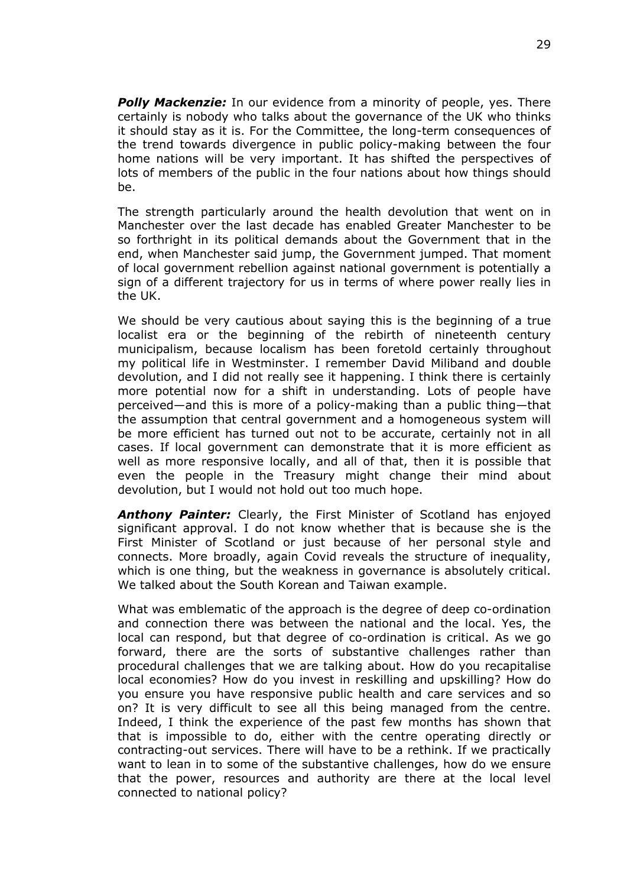***Polly Mackenzie:*** In our evidence from a minority of people, yes. There certainly is nobody who talks about the governance of the UK who thinks it should stay as it is. For the Committee, the long-term consequences of the trend towards divergence in public policy-making between the four home nations will be very important. It has shifted the perspectives of lots of members of the public in the four nations about how things should be.

The strength particularly around the health devolution that went on in Manchester over the last decade has enabled Greater Manchester to be so forthright in its political demands about the Government that in the end, when Manchester said jump, the Government jumped. That moment of local government rebellion against national government is potentially a sign of a different trajectory for us in terms of where power really lies in the UK.

We should be very cautious about saying this is the beginning of a true localist era or the beginning of the rebirth of nineteenth century municipalism, because localism has been foretold certainly throughout my political life in Westminster. I remember David Miliband and double devolution, and I did not really see it happening. I think there is certainly more potential now for a shift in understanding. Lots of people have perceived—and this is more of a policy-making than a public thing—that the assumption that central government and a homogeneous system will be more efficient has turned out not to be accurate, certainly not in all cases. If local government can demonstrate that it is more efficient as well as more responsive locally, and all of that, then it is possible that even the people in the Treasury might change their mind about devolution, but I would not hold out too much hope.

***Anthony Painter:*** Clearly, the First Minister of Scotland has enjoyed significant approval. I do not know whether that is because she is the First Minister of Scotland or just because of her personal style and connects. More broadly, again Covid reveals the structure of inequality, which is one thing, but the weakness in governance is absolutely critical. We talked about the South Korean and Taiwan example.

What was emblematic of the approach is the degree of deep co-ordination and connection there was between the national and the local. Yes, the local can respond, but that degree of co-ordination is critical. As we go forward, there are the sorts of substantive challenges rather than procedural challenges that we are talking about. How do you recapitalise local economies? How do you invest in reskilling and upskilling? How do you ensure you have responsive public health and care services and so on? It is very difficult to see all this being managed from the centre. Indeed, I think the experience of the past few months has shown that that is impossible to do, either with the centre operating directly or contracting-out services. There will have to be a rethink. If we practically want to lean in to some of the substantive challenges, how do we ensure that the power, resources and authority are there at the local level connected to national policy?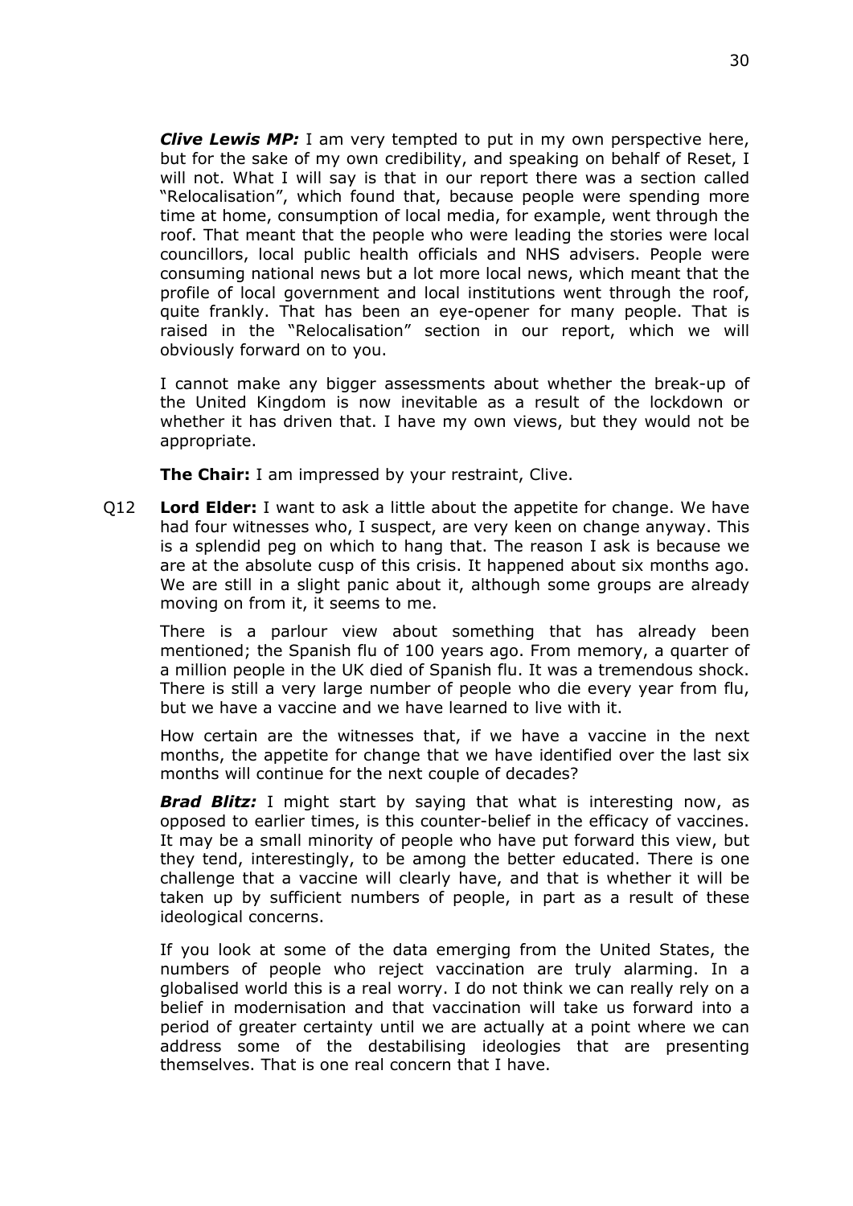***Clive Lewis MP:*** I am very tempted to put in my own perspective here, but for the sake of my own credibility, and speaking on behalf of Reset, I will not. What I will say is that in our report there was a section called "Relocalisation", which found that, because people were spending more time at home, consumption of local media, for example, went through the roof. That meant that the people who were leading the stories were local councillors, local public health officials and NHS advisers. People were consuming national news but a lot more local news, which meant that the profile of local government and local institutions went through the roof, quite frankly. That has been an eye-opener for many people. That is raised in the "Relocalisation" section in our report, which we will obviously forward on to you.

I cannot make any bigger assessments about whether the break-up of the United Kingdom is now inevitable as a result of the lockdown or whether it has driven that. I have my own views, but they would not be appropriate.

**The Chair:** I am impressed by your restraint, Clive.

Q12 **Lord Elder:** I want to ask a little about the appetite for change. We have had four witnesses who, I suspect, are very keen on change anyway. This is a splendid peg on which to hang that. The reason I ask is because we are at the absolute cusp of this crisis. It happened about six months ago. We are still in a slight panic about it, although some groups are already moving on from it, it seems to me.

There is a parlour view about something that has already been mentioned; the Spanish flu of 100 years ago. From memory, a quarter of a million people in the UK died of Spanish flu. It was a tremendous shock. There is still a very large number of people who die every year from flu, but we have a vaccine and we have learned to live with it.

How certain are the witnesses that, if we have a vaccine in the next months, the appetite for change that we have identified over the last six months will continue for the next couple of decades?

***Brad Blitz:*** I might start by saying that what is interesting now, as opposed to earlier times, is this counter-belief in the efficacy of vaccines. It may be a small minority of people who have put forward this view, but they tend, interestingly, to be among the better educated. There is one challenge that a vaccine will clearly have, and that is whether it will be taken up by sufficient numbers of people, in part as a result of these ideological concerns.

If you look at some of the data emerging from the United States, the numbers of people who reject vaccination are truly alarming. In a globalised world this is a real worry. I do not think we can really rely on a belief in modernisation and that vaccination will take us forward into a period of greater certainty until we are actually at a point where we can address some of the destabilising ideologies that are presenting themselves. That is one real concern that I have.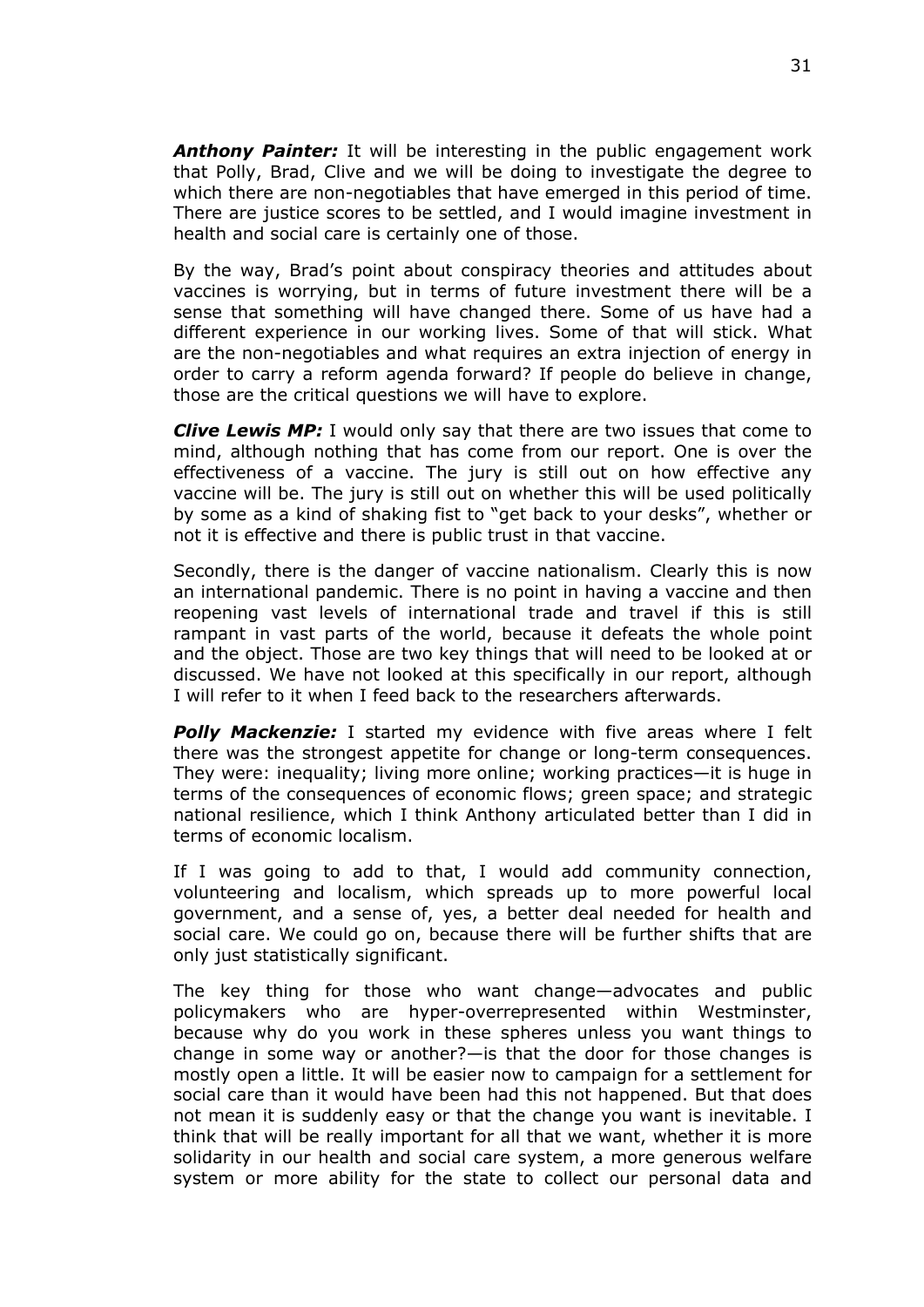***Anthony Painter:*** It will be interesting in the public engagement work that Polly, Brad, Clive and we will be doing to investigate the degree to which there are non-negotiables that have emerged in this period of time. There are justice scores to be settled, and I would imagine investment in health and social care is certainly one of those.

By the way, Brad's point about conspiracy theories and attitudes about vaccines is worrying, but in terms of future investment there will be a sense that something will have changed there. Some of us have had a different experience in our working lives. Some of that will stick. What are the non-negotiables and what requires an extra injection of energy in order to carry a reform agenda forward? If people do believe in change, those are the critical questions we will have to explore.

***Clive Lewis MP:*** I would only say that there are two issues that come to mind, although nothing that has come from our report. One is over the effectiveness of a vaccine. The jury is still out on how effective any vaccine will be. The jury is still out on whether this will be used politically by some as a kind of shaking fist to "get back to your desks", whether or not it is effective and there is public trust in that vaccine.

Secondly, there is the danger of vaccine nationalism. Clearly this is now an international pandemic. There is no point in having a vaccine and then reopening vast levels of international trade and travel if this is still rampant in vast parts of the world, because it defeats the whole point and the object. Those are two key things that will need to be looked at or discussed. We have not looked at this specifically in our report, although I will refer to it when I feed back to the researchers afterwards.

***Polly Mackenzie:*** I started my evidence with five areas where I felt there was the strongest appetite for change or long-term consequences. They were: inequality; living more online; working practices—it is huge in terms of the consequences of economic flows; green space; and strategic national resilience, which I think Anthony articulated better than I did in terms of economic localism.

If I was going to add to that, I would add community connection, volunteering and localism, which spreads up to more powerful local government, and a sense of, yes, a better deal needed for health and social care. We could go on, because there will be further shifts that are only just statistically significant.

The key thing for those who want change—advocates and public policymakers who are hyper-overrepresented within Westminster, because why do you work in these spheres unless you want things to change in some way or another?—is that the door for those changes is mostly open a little. It will be easier now to campaign for a settlement for social care than it would have been had this not happened. But that does not mean it is suddenly easy or that the change you want is inevitable. I think that will be really important for all that we want, whether it is more solidarity in our health and social care system, a more generous welfare system or more ability for the state to collect our personal data and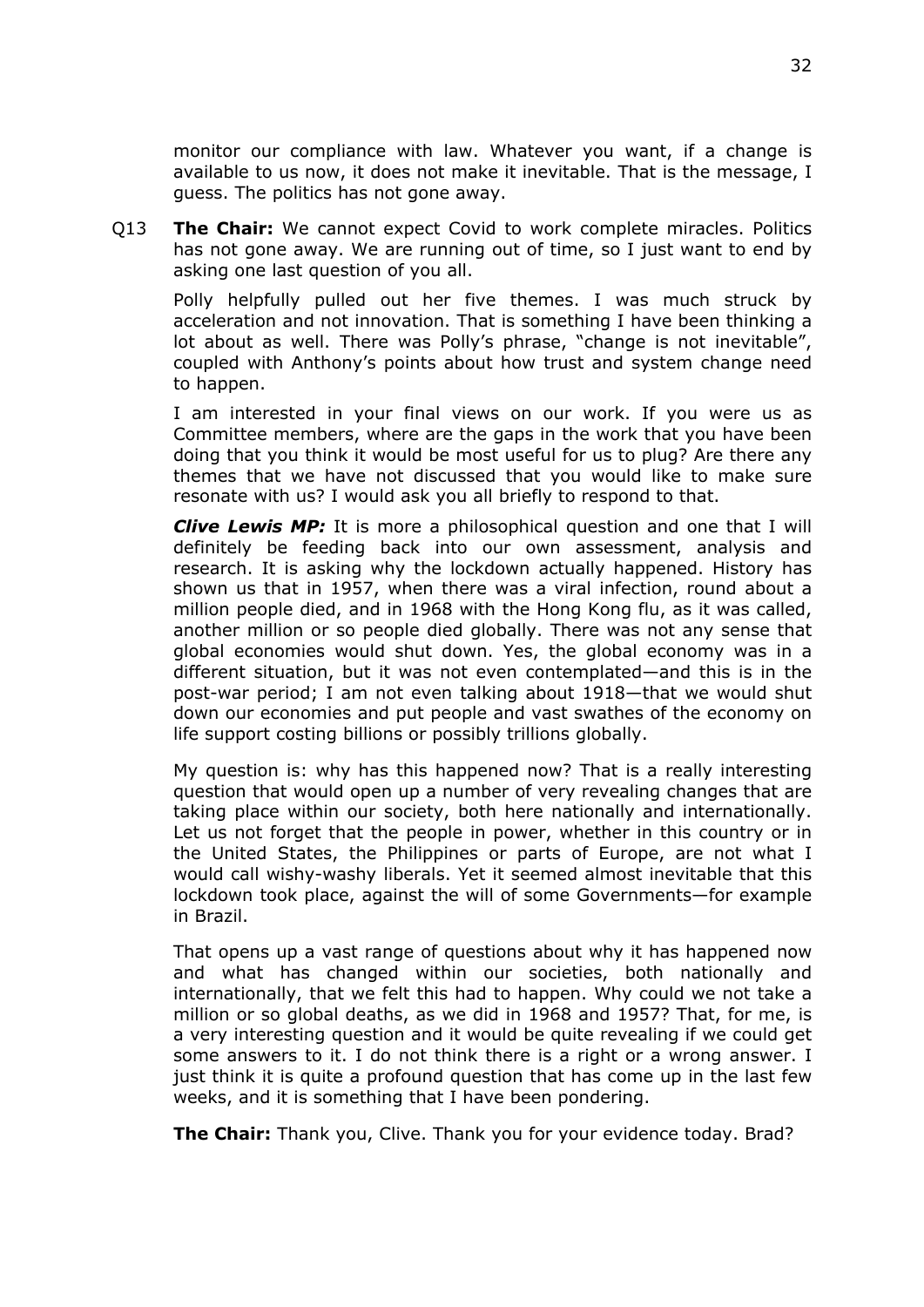monitor our compliance with law. Whatever you want, if a change is available to us now, it does not make it inevitable. That is the message, I guess. The politics has not gone away.

Q13 **The Chair:** We cannot expect Covid to work complete miracles. Politics has not gone away. We are running out of time, so I just want to end by asking one last question of you all.

Polly helpfully pulled out her five themes. I was much struck by acceleration and not innovation. That is something I have been thinking a lot about as well. There was Polly's phrase, "change is not inevitable", coupled with Anthony's points about how trust and system change need to happen.

I am interested in your final views on our work. If you were us as Committee members, where are the gaps in the work that you have been doing that you think it would be most useful for us to plug? Are there any themes that we have not discussed that you would like to make sure resonate with us? I would ask you all briefly to respond to that.

***Clive Lewis MP:*** It is more a philosophical question and one that I will definitely be feeding back into our own assessment, analysis and research. It is asking why the lockdown actually happened. History has shown us that in 1957, when there was a viral infection, round about a million people died, and in 1968 with the Hong Kong flu, as it was called, another million or so people died globally. There was not any sense that global economies would shut down. Yes, the global economy was in a different situation, but it was not even contemplated—and this is in the post-war period; I am not even talking about 1918—that we would shut down our economies and put people and vast swathes of the economy on life support costing billions or possibly trillions globally.

My question is: why has this happened now? That is a really interesting question that would open up a number of very revealing changes that are taking place within our society, both here nationally and internationally. Let us not forget that the people in power, whether in this country or in the United States, the Philippines or parts of Europe, are not what I would call wishy-washy liberals. Yet it seemed almost inevitable that this lockdown took place, against the will of some Governments—for example in Brazil.

That opens up a vast range of questions about why it has happened now and what has changed within our societies, both nationally and internationally, that we felt this had to happen. Why could we not take a million or so global deaths, as we did in 1968 and 1957? That, for me, is a very interesting question and it would be quite revealing if we could get some answers to it. I do not think there is a right or a wrong answer. I just think it is quite a profound question that has come up in the last few weeks, and it is something that I have been pondering.

**The Chair:** Thank you, Clive. Thank you for your evidence today. Brad?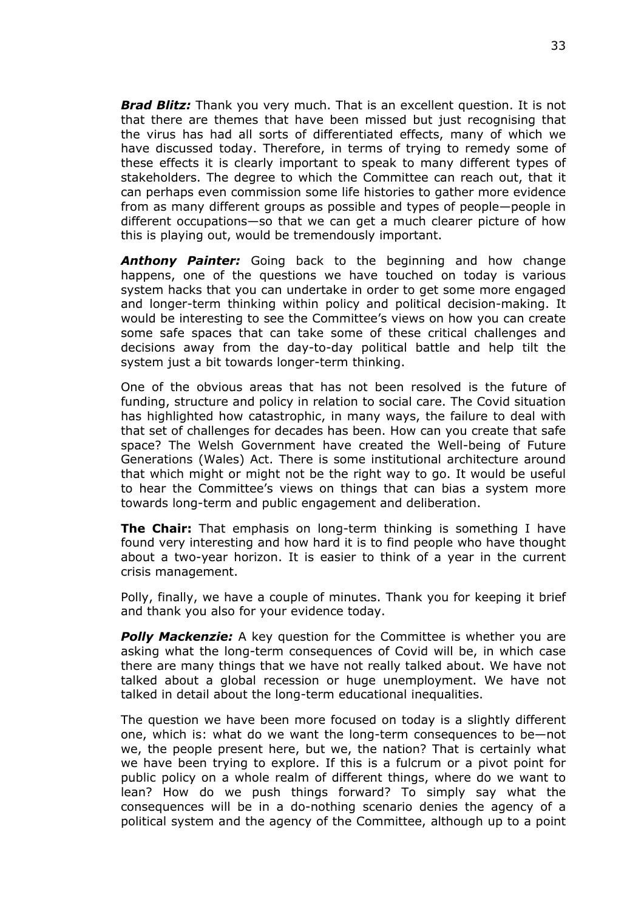***Brad Blitz:*** Thank you very much. That is an excellent question. It is not that there are themes that have been missed but just recognising that the virus has had all sorts of differentiated effects, many of which we have discussed today. Therefore, in terms of trying to remedy some of these effects it is clearly important to speak to many different types of stakeholders. The degree to which the Committee can reach out, that it can perhaps even commission some life histories to gather more evidence from as many different groups as possible and types of people—people in different occupations—so that we can get a much clearer picture of how this is playing out, would be tremendously important.

***Anthony Painter:*** Going back to the beginning and how change happens, one of the questions we have touched on today is various system hacks that you can undertake in order to get some more engaged and longer-term thinking within policy and political decision-making. It would be interesting to see the Committee's views on how you can create some safe spaces that can take some of these critical challenges and decisions away from the day-to-day political battle and help tilt the system just a bit towards longer-term thinking.

One of the obvious areas that has not been resolved is the future of funding, structure and policy in relation to social care. The Covid situation has highlighted how catastrophic, in many ways, the failure to deal with that set of challenges for decades has been. How can you create that safe space? The Welsh Government have created the Well-being of Future Generations (Wales) Act. There is some institutional architecture around that which might or might not be the right way to go. It would be useful to hear the Committee's views on things that can bias a system more towards long-term and public engagement and deliberation.

**The Chair:** That emphasis on long-term thinking is something I have found very interesting and how hard it is to find people who have thought about a two-year horizon. It is easier to think of a year in the current crisis management.

Polly, finally, we have a couple of minutes. Thank you for keeping it brief and thank you also for your evidence today.

***Polly Mackenzie:*** A key question for the Committee is whether you are asking what the long-term consequences of Covid will be, in which case there are many things that we have not really talked about. We have not talked about a global recession or huge unemployment. We have not talked in detail about the long-term educational inequalities.

The question we have been more focused on today is a slightly different one, which is: what do we want the long-term consequences to be—not we, the people present here, but we, the nation? That is certainly what we have been trying to explore. If this is a fulcrum or a pivot point for public policy on a whole realm of different things, where do we want to lean? How do we push things forward? To simply say what the consequences will be in a do-nothing scenario denies the agency of a political system and the agency of the Committee, although up to a point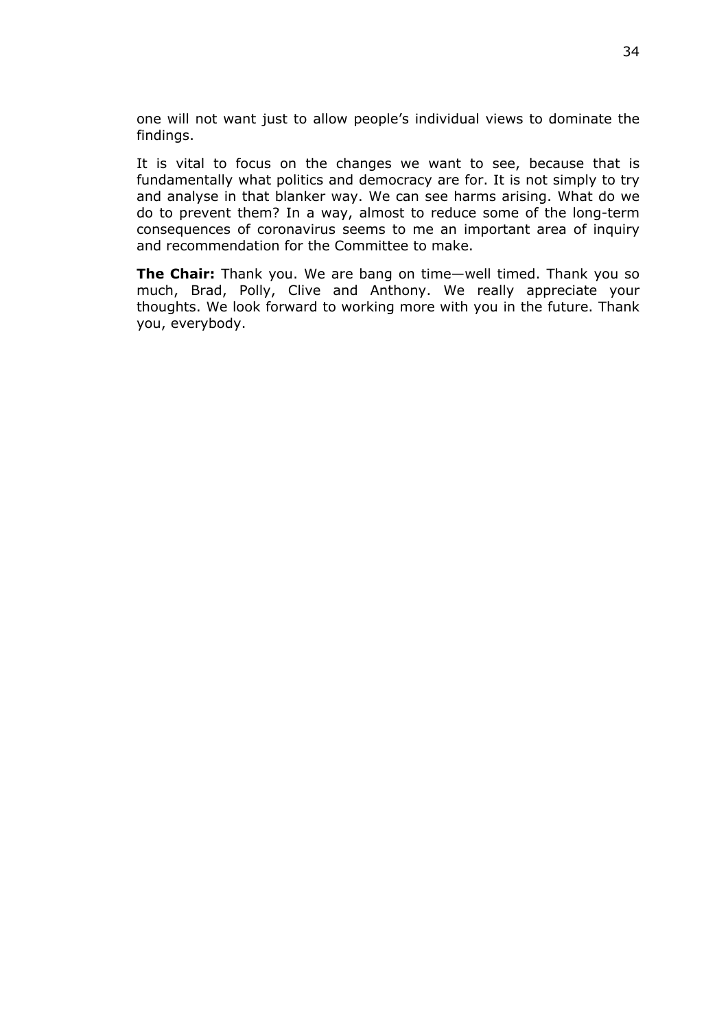one will not want just to allow people's individual views to dominate the findings.

It is vital to focus on the changes we want to see, because that is fundamentally what politics and democracy are for. It is not simply to try and analyse in that blanker way. We can see harms arising. What do we do to prevent them? In a way, almost to reduce some of the long-term consequences of coronavirus seems to me an important area of inquiry and recommendation for the Committee to make.

**The Chair:** Thank you. We are bang on time—well timed. Thank you so much, Brad, Polly, Clive and Anthony. We really appreciate your thoughts. We look forward to working more with you in the future. Thank you, everybody.